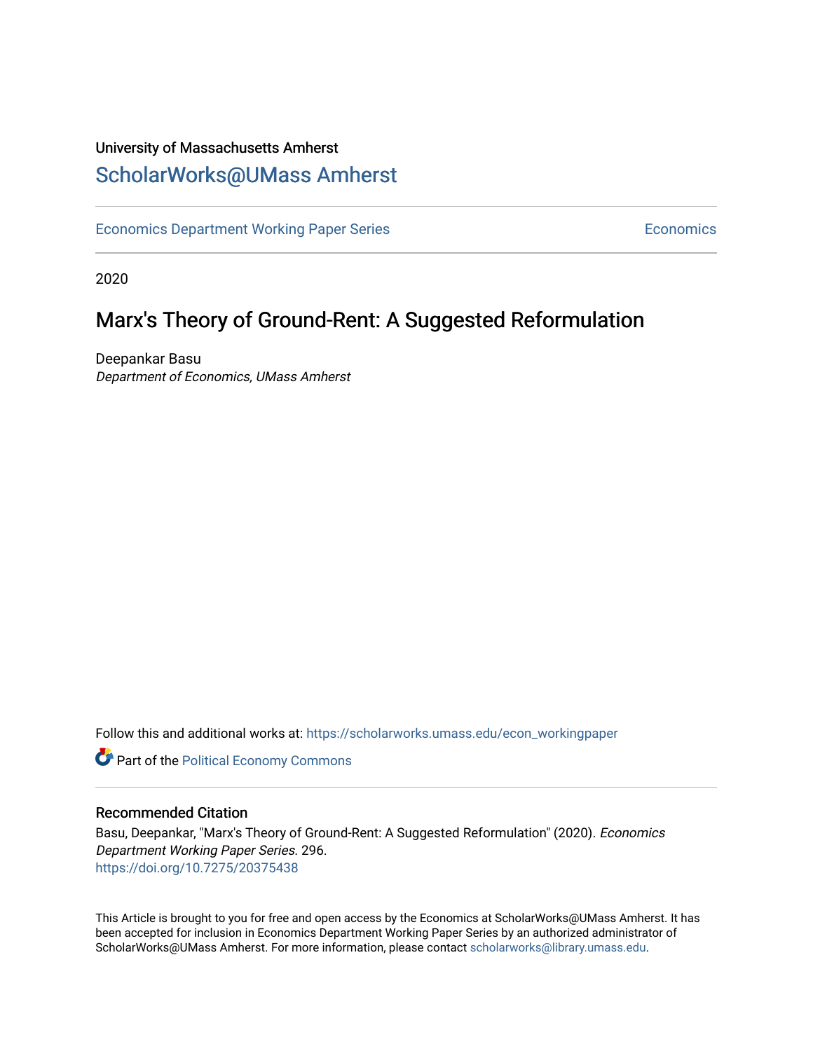University of Massachusetts Amherst

## ScholarWorks@UMass Amherst

Economics Department Working Paper Series

Economics

2020

# Marx's Theory of Ground-Rent: A Suggested Reformulation

Deepankar Basu

*Department of Economics, UMass Amherst*

Follow this and additional works at: https://scholarworks.umass.edu/econ_workingpaper

Part of the Political Economy Commons

### Recommended Citation

Basu, Deepankar, "Marx's Theory of Ground-Rent: A Suggested Reformulation" (2020). *Economics Department Working Paper Series*. 296.
https://doi.org/10.7275/20375438

This Article is brought to you for free and open access by the Economics at ScholarWorks@UMass Amherst. It has been accepted for inclusion in Economics Department Working Paper Series by an authorized administrator of ScholarWorks@UMass Amherst. For more information, please contact scholarworks@library.umass.edu.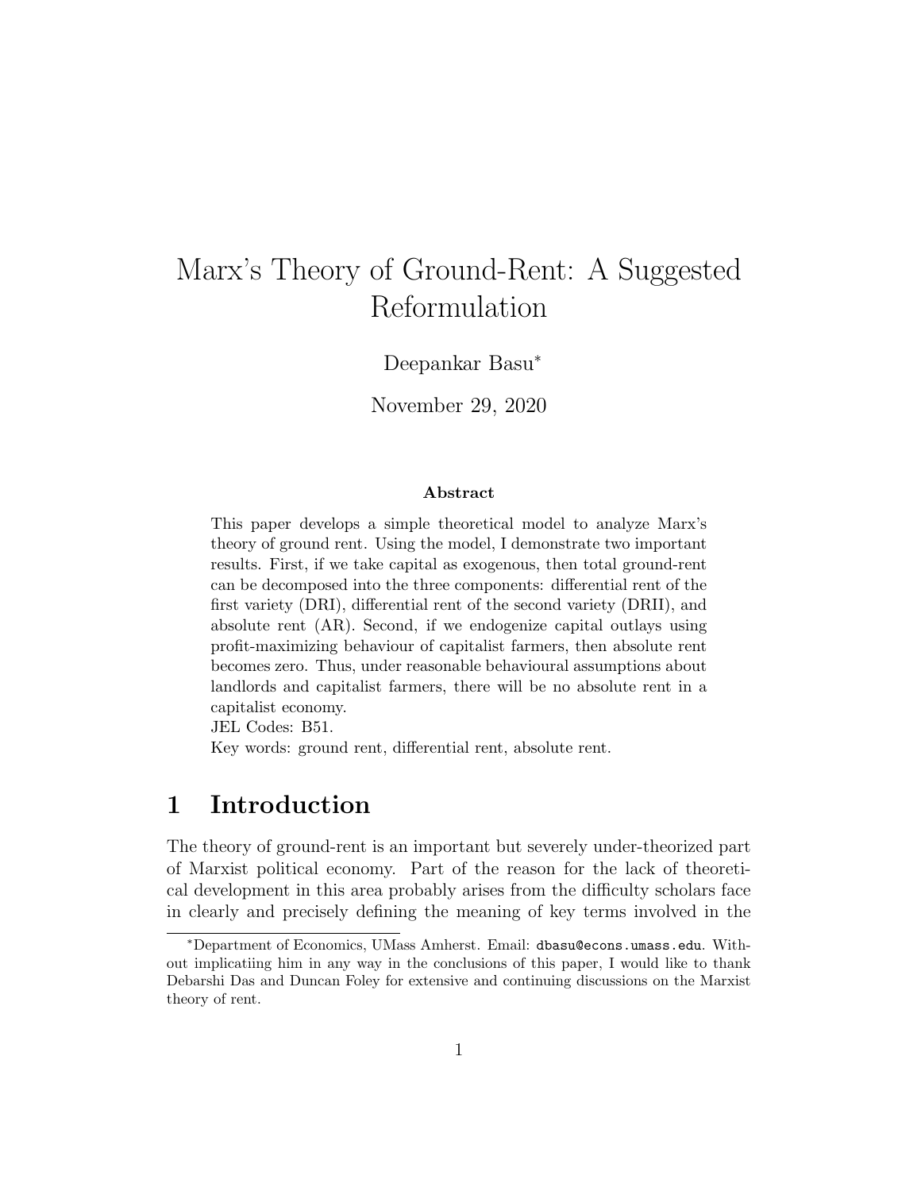# Marx's Theory of Ground-Rent: A Suggested Reformulation

Deepankar Basu*

November 29, 2020

**Abstract**

This paper develops a simple theoretical model to analyze Marx's theory of ground rent. Using the model, I demonstrate two important results. First, if we take capital as exogenous, then total ground-rent can be decomposed into the three components: differential rent of the first variety (DRI), differential rent of the second variety (DRII), and absolute rent (AR). Second, if we endogenize capital outlays using profit-maximizing behaviour of capitalist farmers, then absolute rent becomes zero. Thus, under reasonable behavioural assumptions about landlords and capitalist farmers, there will be no absolute rent in a capitalist economy.

JEL Codes: B51.

Key words: ground rent, differential rent, absolute rent.

## 1 Introduction

The theory of ground-rent is an important but severely under-theorized part of Marxist political economy. Part of the reason for the lack of theoretical development in this area probably arises from the difficulty scholars face in clearly and precisely defining the meaning of key terms involved in the

*Department of Economics, UMass Amherst. Email: dbasu@econs.umass.edu. Without implicatiing him in any way in the conclusions of this paper, I would like to thank Debarshi Das and Duncan Foley for extensive and continuing discussions on the Marxist theory of rent.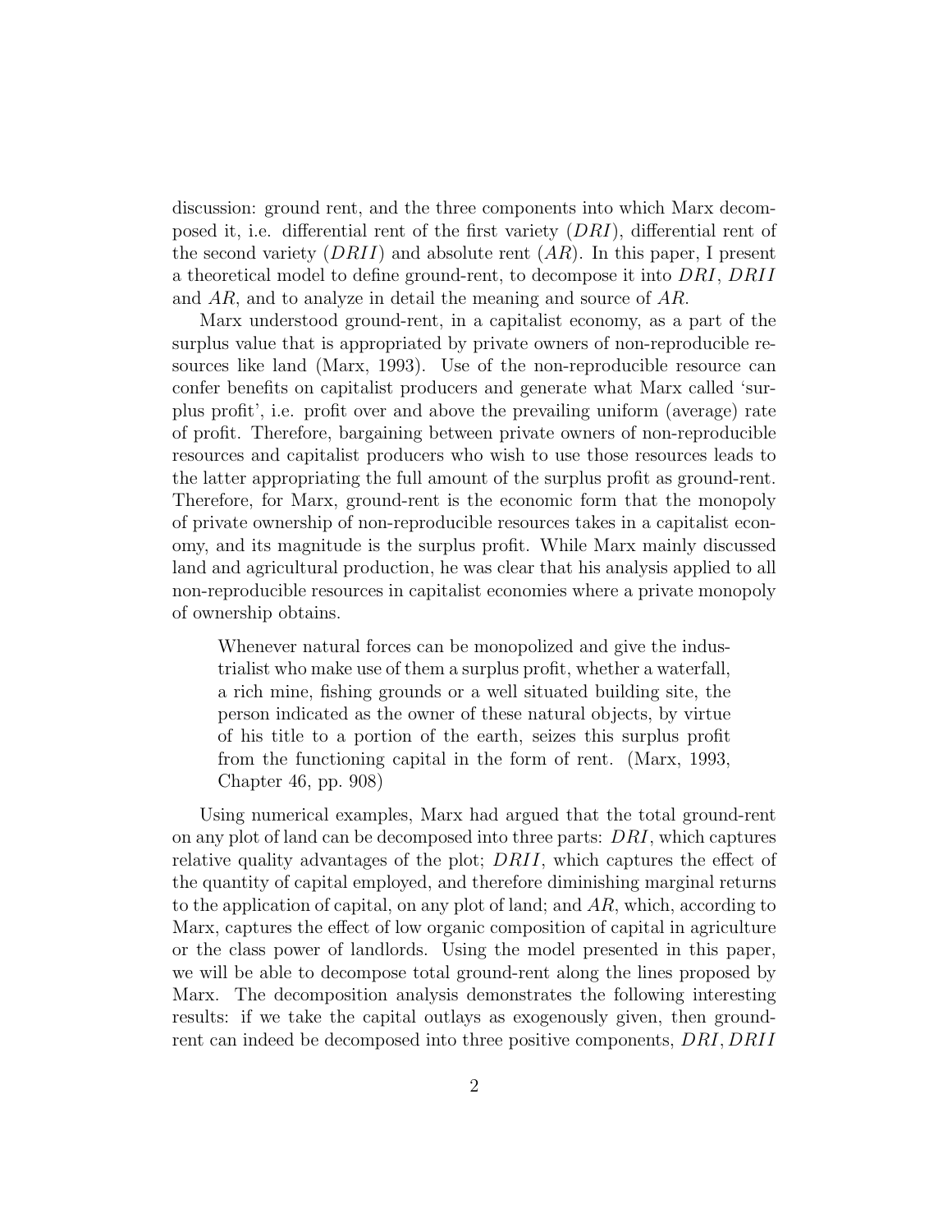discussion: ground rent, and the three components into which Marx decomposed it, i.e. differential rent of the first variety ($DRI$), differential rent of the second variety ($DRII$) and absolute rent ($AR$). In this paper, I present a theoretical model to define ground-rent, to decompose it into $DRI$, $DRII$ and $AR$, and to analyze in detail the meaning and source of $AR$.

Marx understood ground-rent, in a capitalist economy, as a part of the surplus value that is appropriated by private owners of non-reproducible resources like land (Marx, 1993). Use of the non-reproducible resource can confer benefits on capitalist producers and generate what Marx called 'surplus profit', i.e. profit over and above the prevailing uniform (average) rate of profit. Therefore, bargaining between private owners of non-reproducible resources and capitalist producers who wish to use those resources leads to the latter appropriating the full amount of the surplus profit as ground-rent. Therefore, for Marx, ground-rent is the economic form that the monopoly of private ownership of non-reproducible resources takes in a capitalist economy, and its magnitude is the surplus profit. While Marx mainly discussed land and agricultural production, he was clear that his analysis applied to all non-reproducible resources in capitalist economies where a private monopoly of ownership obtains.

> Whenever natural forces can be monopolized and give the industrialist who make use of them a surplus profit, whether a waterfall, a rich mine, fishing grounds or a well situated building site, the person indicated as the owner of these natural objects, by virtue of his title to a portion of the earth, seizes this surplus profit from the functioning capital in the form of rent. (Marx, 1993, Chapter 46, pp. 908)

Using numerical examples, Marx had argued that the total ground-rent on any plot of land can be decomposed into three parts: $DRI$, which captures relative quality advantages of the plot; $DRII$, which captures the effect of the quantity of capital employed, and therefore diminishing marginal returns to the application of capital, on any plot of land; and $AR$, which, according to Marx, captures the effect of low organic composition of capital in agriculture or the class power of landlords. Using the model presented in this paper, we will be able to decompose total ground-rent along the lines proposed by Marx. The decomposition analysis demonstrates the following interesting results: if we take the capital outlays as exogenously given, then ground-rent can indeed be decomposed into three positive components, $DRI$, $DRII$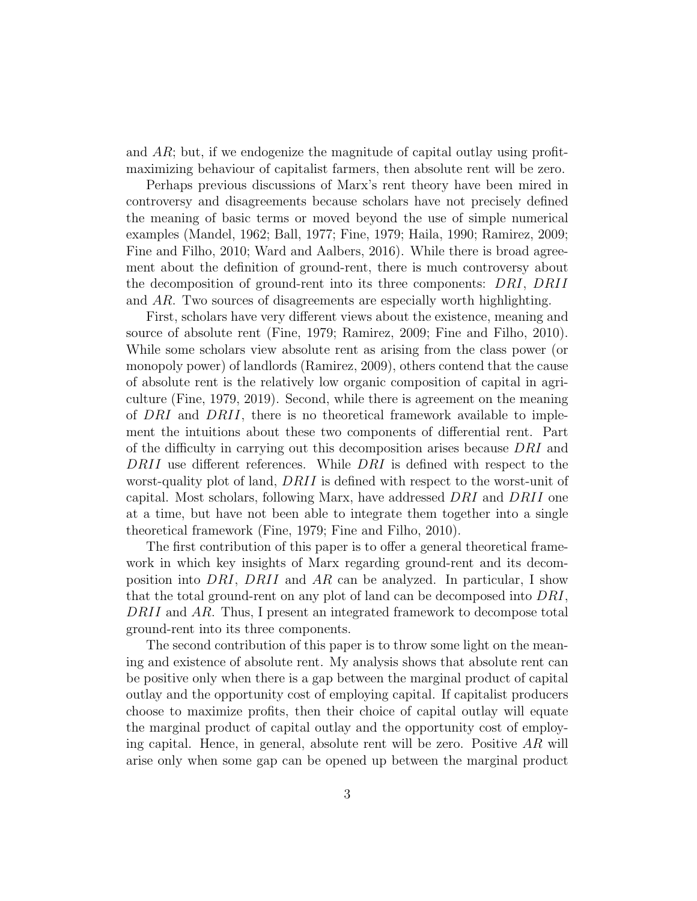and $AR$; but, if we endogenize the magnitude of capital outlay using profit-maximizing behaviour of capitalist farmers, then absolute rent will be zero.

Perhaps previous discussions of Marx's rent theory have been mired in controversy and disagreements because scholars have not precisely defined the meaning of basic terms or moved beyond the use of simple numerical examples (Mandel, 1962; Ball, 1977; Fine, 1979; Haila, 1990; Ramirez, 2009; Fine and Filho, 2010; Ward and Aalbers, 2016). While there is broad agreement about the definition of ground-rent, there is much controversy about the decomposition of ground-rent into its three components: $DRI$, $DRII$ and $AR$. Two sources of disagreements are especially worth highlighting.

First, scholars have very different views about the existence, meaning and source of absolute rent (Fine, 1979; Ramirez, 2009; Fine and Filho, 2010). While some scholars view absolute rent as arising from the class power (or monopoly power) of landlords (Ramirez, 2009), others contend that the cause of absolute rent is the relatively low organic composition of capital in agriculture (Fine, 1979, 2019). Second, while there is agreement on the meaning of $DRI$ and $DRII$, there is no theoretical framework available to implement the intuitions about these two components of differential rent. Part of the difficulty in carrying out this decomposition arises because $DRI$ and $DRII$ use different references. While $DRI$ is defined with respect to the worst-quality plot of land, $DRII$ is defined with respect to the worst-unit of capital. Most scholars, following Marx, have addressed $DRI$ and $DRII$ one at a time, but have not been able to integrate them together into a single theoretical framework (Fine, 1979; Fine and Filho, 2010).

The first contribution of this paper is to offer a general theoretical framework in which key insights of Marx regarding ground-rent and its decomposition into $DRI$, $DRII$ and $AR$ can be analyzed. In particular, I show that the total ground-rent on any plot of land can be decomposed into $DRI$, $DRII$ and $AR$. Thus, I present an integrated framework to decompose total ground-rent into its three components.

The second contribution of this paper is to throw some light on the meaning and existence of absolute rent. My analysis shows that absolute rent can be positive only when there is a gap between the marginal product of capital outlay and the opportunity cost of employing capital. If capitalist producers choose to maximize profits, then their choice of capital outlay will equate the marginal product of capital outlay and the opportunity cost of employing capital. Hence, in general, absolute rent will be zero. Positive $AR$ will arise only when some gap can be opened up between the marginal product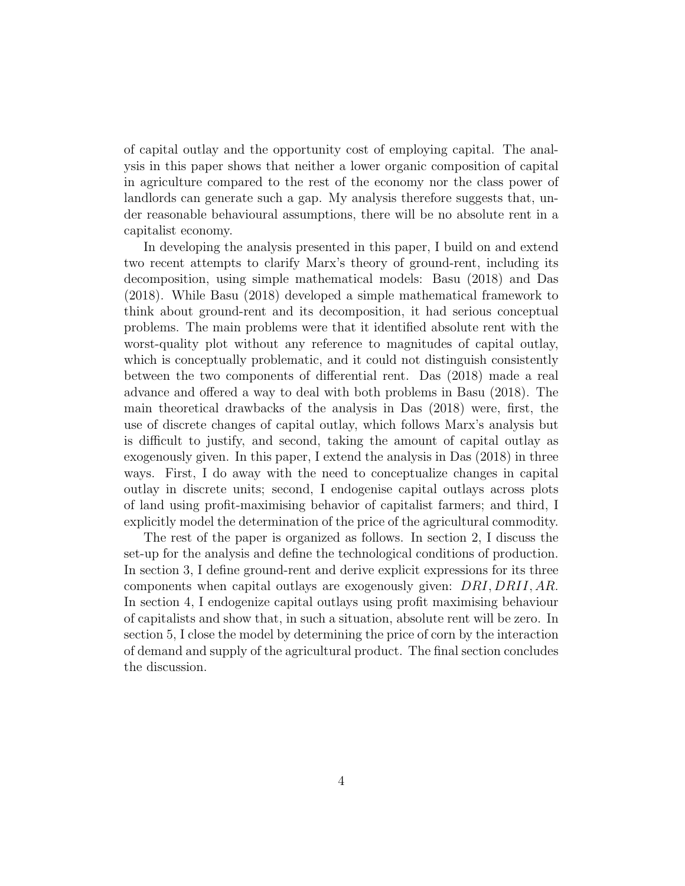of capital outlay and the opportunity cost of employing capital. The analysis in this paper shows that neither a lower organic composition of capital in agriculture compared to the rest of the economy nor the class power of landlords can generate such a gap. My analysis therefore suggests that, under reasonable behavioural assumptions, there will be no absolute rent in a capitalist economy.

In developing the analysis presented in this paper, I build on and extend two recent attempts to clarify Marx's theory of ground-rent, including its decomposition, using simple mathematical models: Basu (2018) and Das (2018). While Basu (2018) developed a simple mathematical framework to think about ground-rent and its decomposition, it had serious conceptual problems. The main problems were that it identified absolute rent with the worst-quality plot without any reference to magnitudes of capital outlay, which is conceptually problematic, and it could not distinguish consistently between the two components of differential rent. Das (2018) made a real advance and offered a way to deal with both problems in Basu (2018). The main theoretical drawbacks of the analysis in Das (2018) were, first, the use of discrete changes of capital outlay, which follows Marx's analysis but is difficult to justify, and second, taking the amount of capital outlay as exogenously given. In this paper, I extend the analysis in Das (2018) in three ways. First, I do away with the need to conceptualize changes in capital outlay in discrete units; second, I endogenise capital outlays across plots of land using profit-maximising behavior of capitalist farmers; and third, I explicitly model the determination of the price of the agricultural commodity.

The rest of the paper is organized as follows. In section 2, I discuss the set-up for the analysis and define the technological conditions of production. In section 3, I define ground-rent and derive explicit expressions for its three components when capital outlays are exogenously given: $DRI, DRII, AR$. In section 4, I endogenize capital outlays using profit maximising behaviour of capitalists and show that, in such a situation, absolute rent will be zero. In section 5, I close the model by determining the price of corn by the interaction of demand and supply of the agricultural product. The final section concludes the discussion.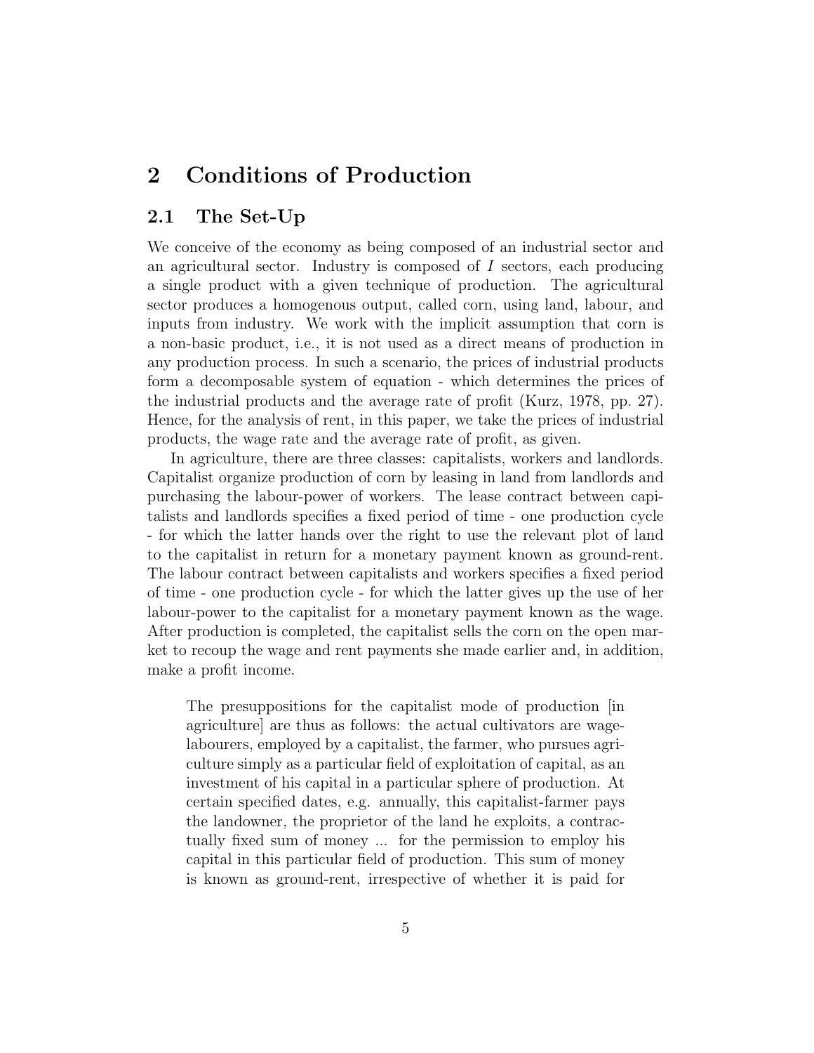## 2 Conditions of Production

### 2.1 The Set-Up

We conceive of the economy as being composed of an industrial sector and an agricultural sector. Industry is composed of $I$ sectors, each producing a single product with a given technique of production. The agricultural sector produces a homogenous output, called corn, using land, labour, and inputs from industry. We work with the implicit assumption that corn is a non-basic product, i.e., it is not used as a direct means of production in any production process. In such a scenario, the prices of industrial products form a decomposable system of equation - which determines the prices of the industrial products and the average rate of profit (Kurz, 1978, pp. 27). Hence, for the analysis of rent, in this paper, we take the prices of industrial products, the wage rate and the average rate of profit, as given.

In agriculture, there are three classes: capitalists, workers and landlords. Capitalist organize production of corn by leasing in land from landlords and purchasing the labour-power of workers. The lease contract between capitalists and landlords specifies a fixed period of time - one production cycle - for which the latter hands over the right to use the relevant plot of land to the capitalist in return for a monetary payment known as ground-rent. The labour contract between capitalists and workers specifies a fixed period of time - one production cycle - for which the latter gives up the use of her labour-power to the capitalist for a monetary payment known as the wage. After production is completed, the capitalist sells the corn on the open market to recoup the wage and rent payments she made earlier and, in addition, make a profit income.

> The presuppositions for the capitalist mode of production [in agriculture] are thus as follows: the actual cultivators are wage-labourers, employed by a capitalist, the farmer, who pursues agriculture simply as a particular field of exploitation of capital, as an investment of his capital in a particular sphere of production. At certain specified dates, e.g. annually, this capitalist-farmer pays the landowner, the proprietor of the land he exploits, a contractually fixed sum of money ... for the permission to employ his capital in this particular field of production. This sum of money is known as ground-rent, irrespective of whether it is paid for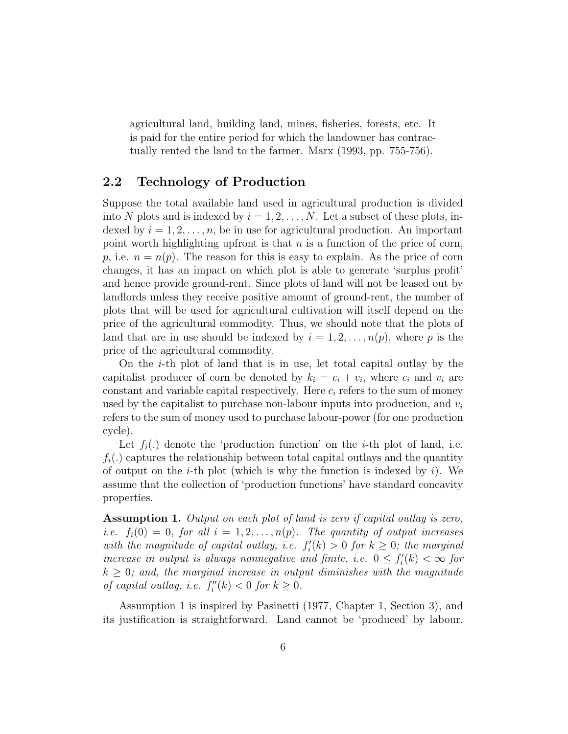agricultural land, building land, mines, fisheries, forests, etc. It is paid for the entire period for which the landowner has contractually rented the land to the farmer. Marx (1993, pp. 755-756).

## 2.2 Technology of Production

Suppose the total available land used in agricultural production is divided into $N$ plots and is indexed by $i = 1, 2, \ldots, N$. Let a subset of these plots, indexed by $i = 1, 2, \ldots, n$, be in use for agricultural production. An important point worth highlighting upfront is that $n$ is a function of the price of corn, $p$, i.e. $n = n(p)$. The reason for this is easy to explain. As the price of corn changes, it has an impact on which plot is able to generate 'surplus profit' and hence provide ground-rent. Since plots of land will not be leased out by landlords unless they receive positive amount of ground-rent, the number of plots that will be used for agricultural cultivation will itself depend on the price of the agricultural commodity. Thus, we should note that the plots of land that are in use should be indexed by $i = 1, 2, \ldots, n(p)$, where $p$ is the price of the agricultural commodity.

On the $i$-th plot of land that is in use, let total capital outlay by the capitalist producer of corn be denoted by $k_i = c_i + v_i$, where $c_i$ and $v_i$ are constant and variable capital respectively. Here $c_i$ refers to the sum of money used by the capitalist to purchase non-labour inputs into production, and $v_i$ refers to the sum of money used to purchase labour-power (for one production cycle).

Let $f_i(.)$ denote the 'production function' on the $i$-th plot of land, i.e. $f_i(.)$ captures the relationship between total capital outlays and the quantity of output on the $i$-th plot (which is why the function is indexed by $i$). We assume that the collection of 'production functions' have standard concavity properties.

**Assumption 1.** *Output on each plot of land is zero if capital outlay is zero, i.e.* $f_i(0) = 0$*, for all* $i = 1, 2, \ldots, n(p)$*. The quantity of output increases with the magnitude of capital outlay, i.e.* $f_i'(k) > 0$ *for* $k \geq 0$*; the marginal increase in output is always nonnegative and finite, i.e.* $0 \leq f_i'(k) < \infty$ *for* $k \geq 0$*; and, the marginal increase in output diminishes with the magnitude of capital outlay, i.e.* $f_i''(k) < 0$ *for* $k \geq 0$*.*

Assumption 1 is inspired by Pasinetti (1977, Chapter 1, Section 3), and its justification is straightforward. Land cannot be 'produced' by labour.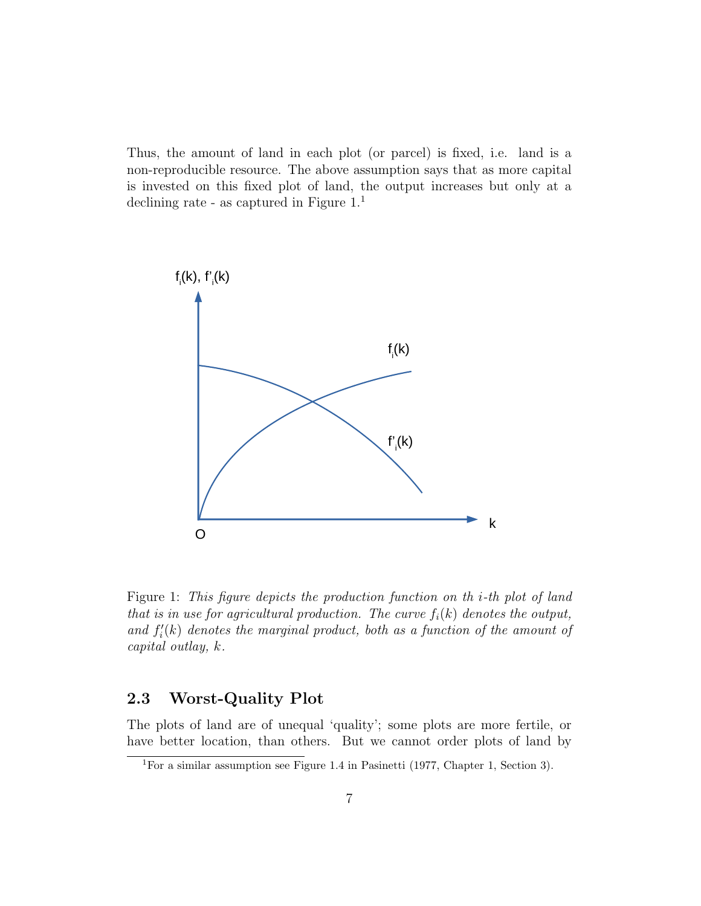Thus, the amount of land in each plot (or parcel) is fixed, i.e. land is a non-reproducible resource. The above assumption says that as more capital is invested on this fixed plot of land, the output increases but only at a declining rate - as captured in Figure 1.[1]

Figure 1: *This figure depicts the production function on th i-th plot of land that is in use for agricultural production. The curve $f_i(k)$ denotes the output, and $f_i'(k)$ denotes the marginal product, both as a function of the amount of capital outlay, $k$.*

## 2.3 Worst-Quality Plot

The plots of land are of unequal 'quality'; some plots are more fertile, or have better location, than others. But we cannot order plots of land by

[1] For a similar assumption see Figure 1.4 in Pasinetti (1977, Chapter 1, Section 3).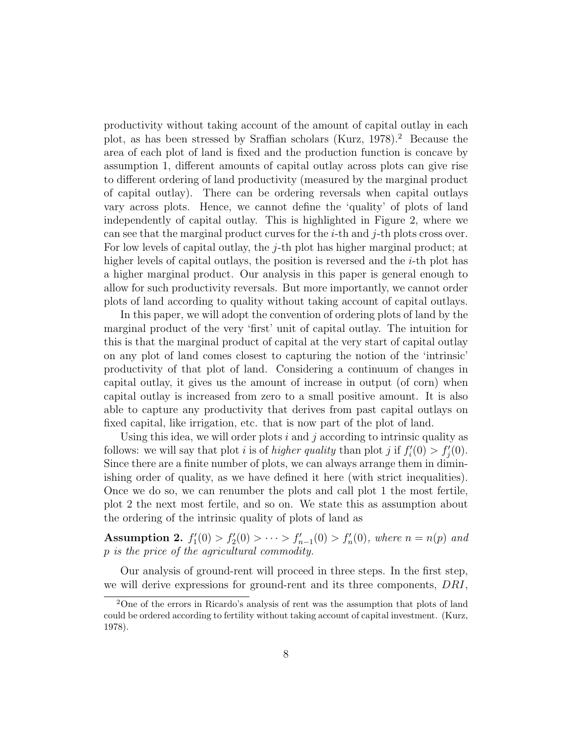productivity without taking account of the amount of capital outlay in each plot, as has been stressed by Sraffian scholars (Kurz, 1978).[2] Because the area of each plot of land is fixed and the production function is concave by assumption 1, different amounts of capital outlay across plots can give rise to different ordering of land productivity (measured by the marginal product of capital outlay). There can be ordering reversals when capital outlays vary across plots. Hence, we cannot define the 'quality' of plots of land independently of capital outlay. This is highlighted in Figure 2, where we can see that the marginal product curves for the $i$-th and $j$-th plots cross over. For low levels of capital outlay, the $j$-th plot has higher marginal product; at higher levels of capital outlays, the position is reversed and the $i$-th plot has a higher marginal product. Our analysis in this paper is general enough to allow for such productivity reversals. But more importantly, we cannot order plots of land according to quality without taking account of capital outlays.

In this paper, we will adopt the convention of ordering plots of land by the marginal product of the very 'first' unit of capital outlay. The intuition for this is that the marginal product of capital at the very start of capital outlay on any plot of land comes closest to capturing the notion of the 'intrinsic' productivity of that plot of land. Considering a continuum of changes in capital outlay, it gives us the amount of increase in output (of corn) when capital outlay is increased from zero to a small positive amount. It is also able to capture any productivity that derives from past capital outlays on fixed capital, like irrigation, etc. that is now part of the plot of land.

Using this idea, we will order plots $i$ and $j$ according to intrinsic quality as follows: we will say that plot $i$ is of *higher quality* than plot $j$ if $f_i'(0) > f_j'(0)$. Since there are a finite number of plots, we can always arrange them in diminishing order of quality, as we have defined it here (with strict inequalities). Once we do so, we can renumber the plots and call plot 1 the most fertile, plot 2 the next most fertile, and so on. We state this as assumption about the ordering of the intrinsic quality of plots of land as

**Assumption 2.** *$f_1'(0) > f_2'(0) > \cdots > f_{n-1}'(0) > f_n'(0)$, where $n = n(p)$ and $p$ is the price of the agricultural commodity.*

Our analysis of ground-rent will proceed in three steps. In the first step, we will derive expressions for ground-rent and its three components, $DRI$,

[2] One of the errors in Ricardo's analysis of rent was the assumption that plots of land could be ordered according to fertility without taking account of capital investment. (Kurz, 1978).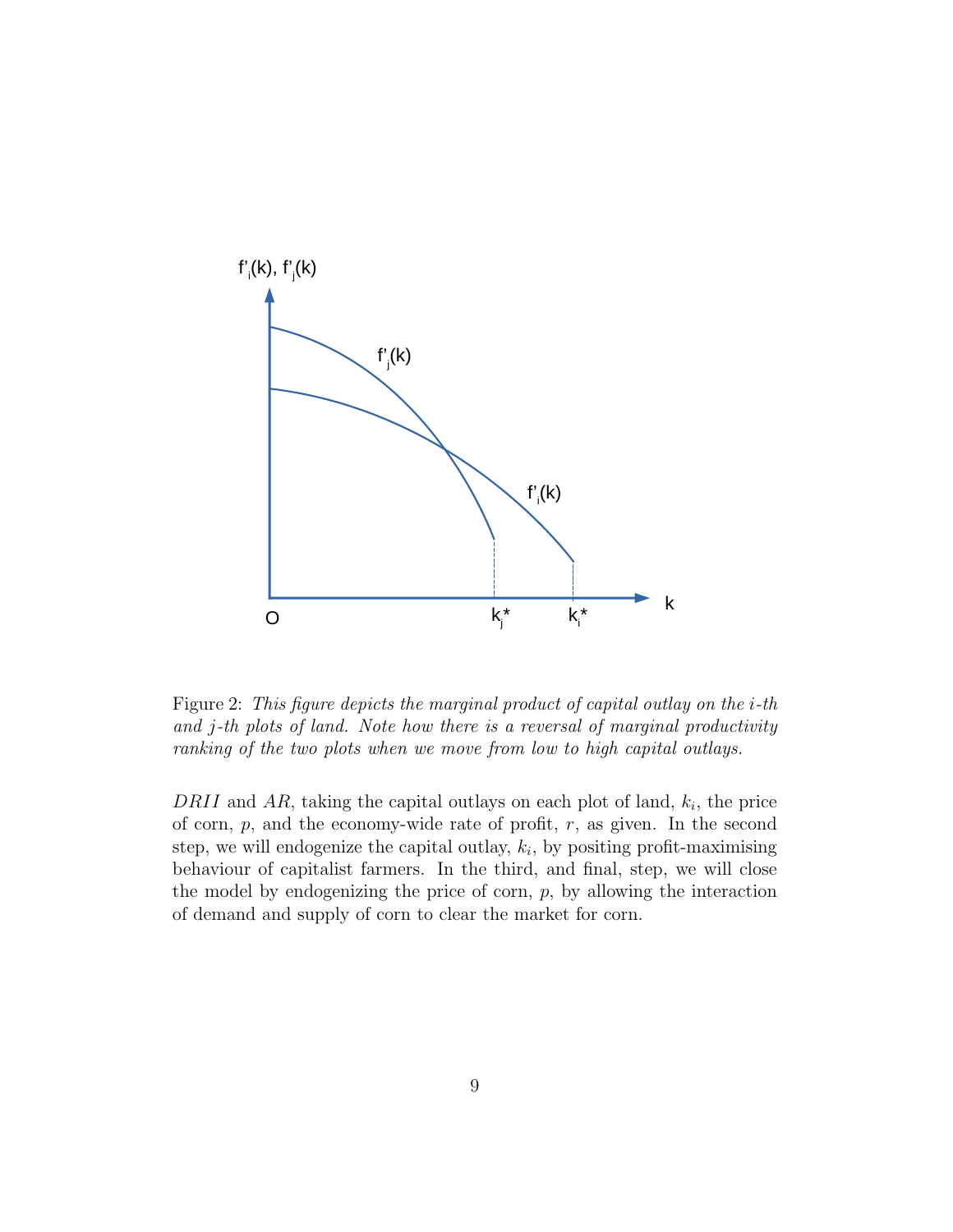Figure 2: *This figure depicts the marginal product of capital outlay on the $i$-th and $j$-th plots of land. Note how there is a reversal of marginal productivity ranking of the two plots when we move from low to high capital outlays.*

$DRII$ and $AR$, taking the capital outlays on each plot of land, $k_i$, the price of corn, $p$, and the economy-wide rate of profit, $r$, as given. In the second step, we will endogenize the capital outlay, $k_i$, by positing profit-maximising behaviour of capitalist farmers. In the third, and final, step, we will close the model by endogenizing the price of corn, $p$, by allowing the interaction of demand and supply of corn to clear the market for corn.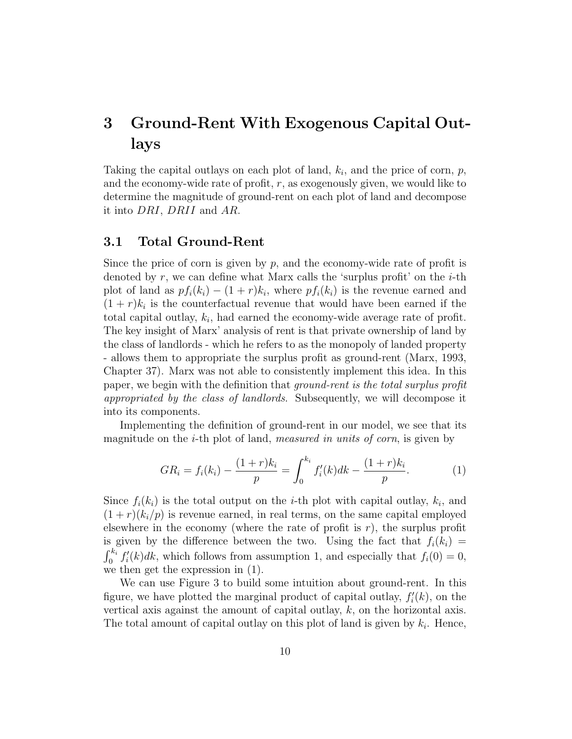# 3 Ground-Rent With Exogenous Capital Outlays

Taking the capital outlays on each plot of land, $k_i$, and the price of corn, $p$, and the economy-wide rate of profit, $r$, as exogenously given, we would like to determine the magnitude of ground-rent on each plot of land and decompose it into $DRI$, $DRII$ and $AR$.

## 3.1 Total Ground-Rent

Since the price of corn is given by $p$, and the economy-wide rate of profit is denoted by $r$, we can define what Marx calls the 'surplus profit' on the $i$-th plot of land as $pf_i(k_i) - (1+r)k_i$, where $pf_i(k_i)$ is the revenue earned and $(1+r)k_i$ is the counterfactual revenue that would have been earned if the total capital outlay, $k_i$, had earned the economy-wide average rate of profit. The key insight of Marx' analysis of rent is that private ownership of land by the class of landlords - which he refers to as the monopoly of landed property - allows them to appropriate the surplus profit as ground-rent (Marx, 1993, Chapter 37). Marx was not able to consistently implement this idea. In this paper, we begin with the definition that *ground-rent is the total surplus profit appropriated by the class of landlords*. Subsequently, we will decompose it into its components.

Implementing the definition of ground-rent in our model, we see that its magnitude on the $i$-th plot of land, *measured in units of corn*, is given by

$$GR_i = f_i(k_i) - \frac{(1+r)k_i}{p} = \int_0^{k_i} f_i'(k)dk - \frac{(1+r)k_i}{p}. \tag{1}$$

Since $f_i(k_i)$ is the total output on the $i$-th plot with capital outlay, $k_i$, and $(1+r)(k_i/p)$ is revenue earned, in real terms, on the same capital employed elsewhere in the economy (where the rate of profit is $r$), the surplus profit is given by the difference between the two. Using the fact that $f_i(k_i) = \int_0^{k_i} f_i'(k)dk$, which follows from assumption 1, and especially that $f_i(0) = 0$, we then get the expression in (1).

We can use Figure 3 to build some intuition about ground-rent. In this figure, we have plotted the marginal product of capital outlay, $f_i'(k)$, on the vertical axis against the amount of capital outlay, $k$, on the horizontal axis. The total amount of capital outlay on this plot of land is given by $k_i$. Hence,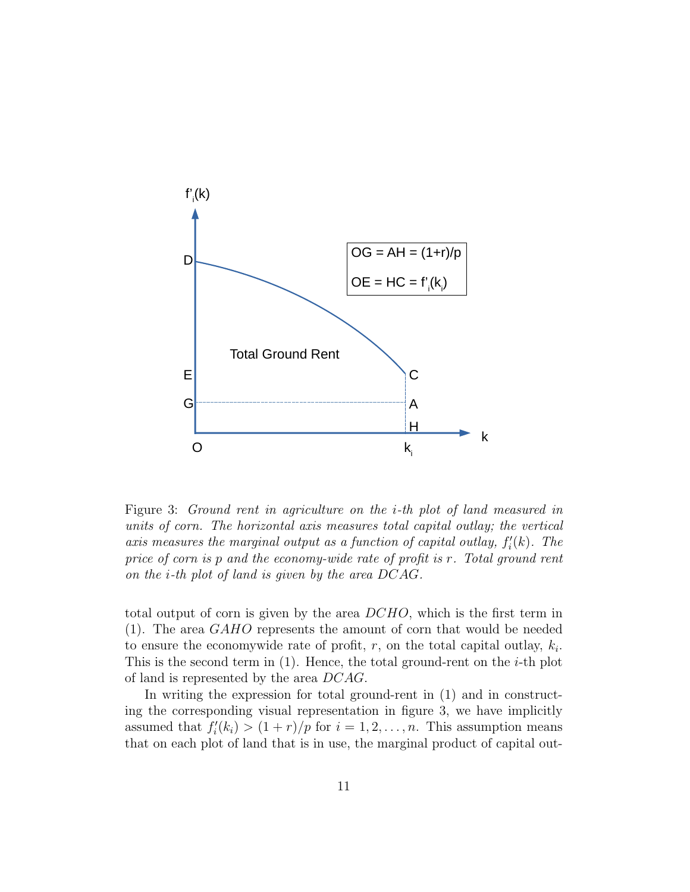Figure 3: *Ground rent in agriculture on the i-th plot of land measured in units of corn. The horizontal axis measures total capital outlay; the vertical axis measures the marginal output as a function of capital outlay, $f_i'(k)$. The price of corn is p and the economy-wide rate of profit is r. Total ground rent on the i-th plot of land is given by the area DCAG.*

total output of corn is given by the area $DCHO$, which is the first term in (1). The area $GAHO$ represents the amount of corn that would be needed to ensure the economywide rate of profit, $r$, on the total capital outlay, $k_i$. This is the second term in (1). Hence, the total ground-rent on the $i$-th plot of land is represented by the area $DCAG$.

In writing the expression for total ground-rent in (1) and in constructing the corresponding visual representation in figure 3, we have implicitly assumed that $f_i'(k_i) > (1+r)/p$ for $i = 1, 2, \ldots, n$. This assumption means that on each plot of land that is in use, the marginal product of capital out-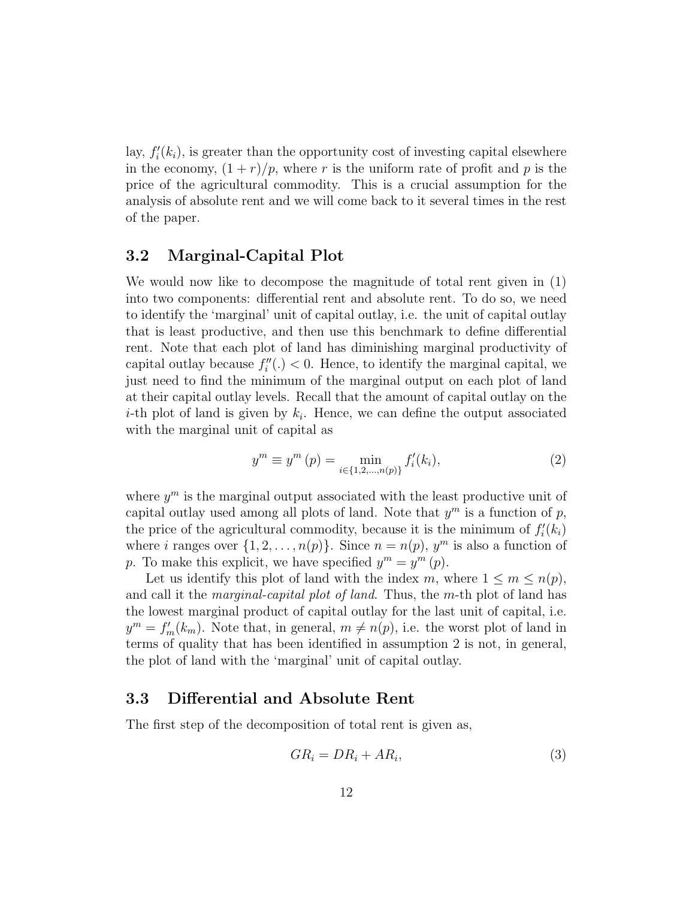lay, $f_i'(k_i)$, is greater than the opportunity cost of investing capital elsewhere in the economy, $(1+r)/p$, where $r$ is the uniform rate of profit and $p$ is the price of the agricultural commodity. This is a crucial assumption for the analysis of absolute rent and we will come back to it several times in the rest of the paper.

### 3.2 Marginal-Capital Plot

We would now like to decompose the magnitude of total rent given in (1) into two components: differential rent and absolute rent. To do so, we need to identify the 'marginal' unit of capital outlay, i.e. the unit of capital outlay that is least productive, and then use this benchmark to define differential rent. Note that each plot of land has diminishing marginal productivity of capital outlay because $f_i''(.) < 0$. Hence, to identify the marginal capital, we just need to find the minimum of the marginal output on each plot of land at their capital outlay levels. Recall that the amount of capital outlay on the $i$-th plot of land is given by $k_i$. Hence, we can define the output associated with the marginal unit of capital as

$$y^m \equiv y^m(p) = \min_{i \in \{1,2,\ldots,n(p)\}} f_i'(k_i), \tag{2}$$

where $y^m$ is the marginal output associated with the least productive unit of capital outlay used among all plots of land. Note that $y^m$ is a function of $p$, the price of the agricultural commodity, because it is the minimum of $f_i'(k_i)$ where $i$ ranges over $\{1, 2, \ldots, n(p)\}$. Since $n = n(p)$, $y^m$ is also a function of $p$. To make this explicit, we have specified $y^m = y^m(p)$.

Let us identify this plot of land with the index $m$, where $1 \leq m \leq n(p)$, and call it the *marginal-capital plot of land*. Thus, the $m$-th plot of land has the lowest marginal product of capital outlay for the last unit of capital, i.e. $y^m = f_m'(k_m)$. Note that, in general, $m \neq n(p)$, i.e. the worst plot of land in terms of quality that has been identified in assumption 2 is not, in general, the plot of land with the 'marginal' unit of capital outlay.

### 3.3 Differential and Absolute Rent

The first step of the decomposition of total rent is given as,

$$GR_i = DR_i + AR_i, \tag{3}$$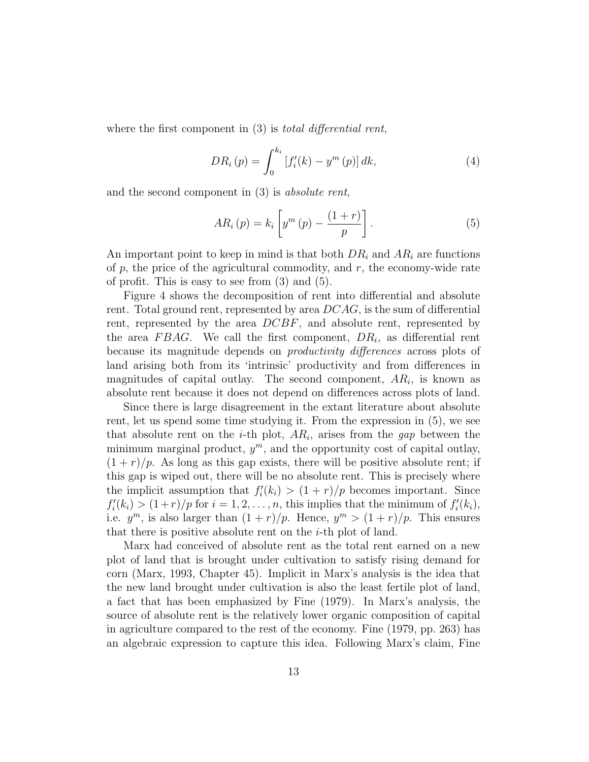where the first component in (3) is *total differential rent*,

$$DR_i(p) = \int_0^{k_i} [f_i'(k) - y^m(p)]\, dk, \tag{4}$$

and the second component in (3) is *absolute rent*,

$$AR_i(p) = k_i \left[ y^m(p) - \frac{(1+r)}{p} \right]. \tag{5}$$

An important point to keep in mind is that both $DR_i$ and $AR_i$ are functions of $p$, the price of the agricultural commodity, and $r$, the economy-wide rate of profit. This is easy to see from (3) and (5).

Figure 4 shows the decomposition of rent into differential and absolute rent. Total ground rent, represented by area $DCAG$, is the sum of differential rent, represented by the area $DCBF$, and absolute rent, represented by the area $FBAG$. We call the first component, $DR_i$, as differential rent because its magnitude depends on *productivity differences* across plots of land arising both from its 'intrinsic' productivity and from differences in magnitudes of capital outlay. The second component, $AR_i$, is known as absolute rent because it does not depend on differences across plots of land.

Since there is large disagreement in the extant literature about absolute rent, let us spend some time studying it. From the expression in (5), we see that absolute rent on the $i$-th plot, $AR_i$, arises from the *gap* between the minimum marginal product, $y^m$, and the opportunity cost of capital outlay, $(1+r)/p$. As long as this gap exists, there will be positive absolute rent; if this gap is wiped out, there will be no absolute rent. This is precisely where the implicit assumption that $f_i'(k_i) > (1+r)/p$ becomes important. Since $f_i'(k_i) > (1+r)/p$ for $i = 1, 2, \ldots, n$, this implies that the minimum of $f_i'(k_i)$, i.e. $y^m$, is also larger than $(1+r)/p$. Hence, $y^m > (1+r)/p$. This ensures that there is positive absolute rent on the $i$-th plot of land.

Marx had conceived of absolute rent as the total rent earned on a new plot of land that is brought under cultivation to satisfy rising demand for corn (Marx, 1993, Chapter 45). Implicit in Marx's analysis is the idea that the new land brought under cultivation is also the least fertile plot of land, a fact that has been emphasized by Fine (1979). In Marx's analysis, the source of absolute rent is the relatively lower organic composition of capital in agriculture compared to the rest of the economy. Fine (1979, pp. 263) has an algebraic expression to capture this idea. Following Marx's claim, Fine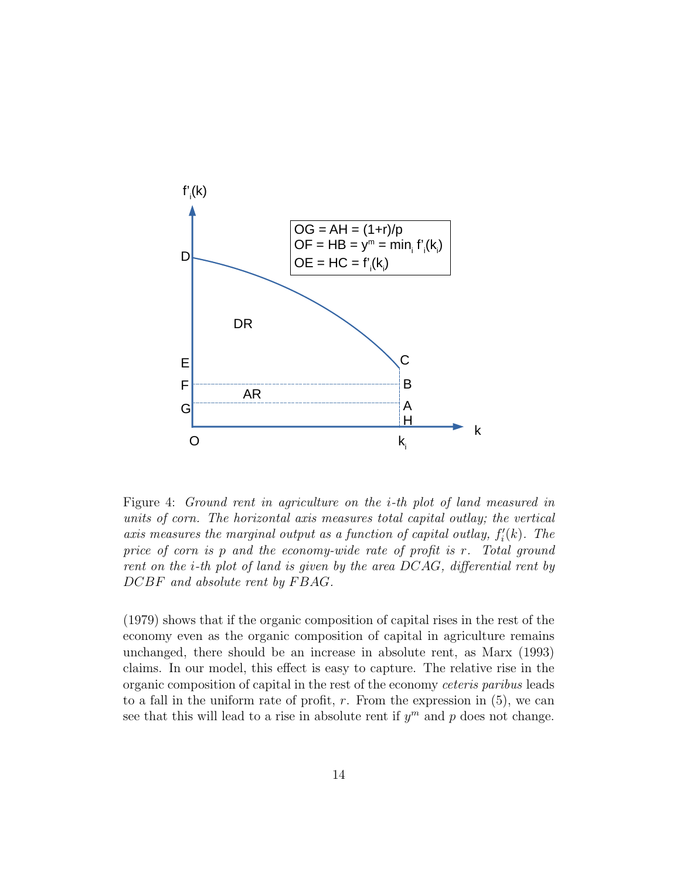Figure 4: *Ground rent in agriculture on the i-th plot of land measured in units of corn. The horizontal axis measures total capital outlay; the vertical axis measures the marginal output as a function of capital outlay, $f_i'(k)$. The price of corn is $p$ and the economy-wide rate of profit is $r$. Total ground rent on the i-th plot of land is given by the area $DCAG$, differential rent by $DCBF$ and absolute rent by $FBAG$.*

(1979) shows that if the organic composition of capital rises in the rest of the economy even as the organic composition of capital in agriculture remains unchanged, there should be an increase in absolute rent, as Marx (1993) claims. In our model, this effect is easy to capture. The relative rise in the organic composition of capital in the rest of the economy *ceteris paribus* leads to a fall in the uniform rate of profit, $r$. From the expression in (5), we can see that this will lead to a rise in absolute rent if $y^m$ and $p$ does not change.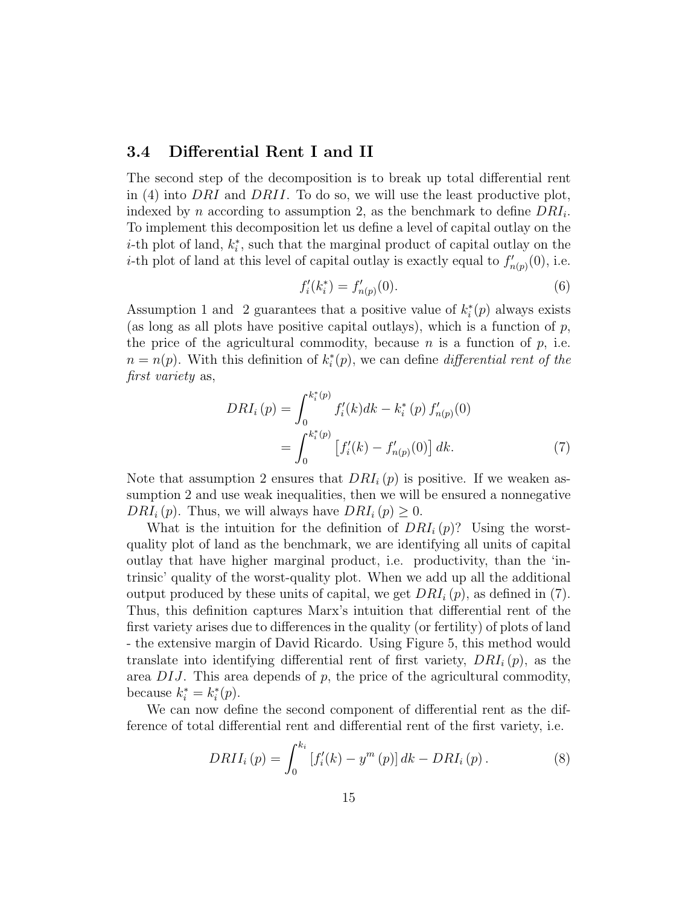### 3.4 Differential Rent I and II

The second step of the decomposition is to break up total differential rent in (4) into $DRI$ and $DRII$. To do so, we will use the least productive plot, indexed by $n$ according to assumption 2, as the benchmark to define $DRI_i$. To implement this decomposition let us define a level of capital outlay on the $i$-th plot of land, $k_i^*$, such that the marginal product of capital outlay on the $i$-th plot of land at this level of capital outlay is exactly equal to $f'_{n(p)}(0)$, i.e.

$$f'_i(k_i^*) = f'_{n(p)}(0). \tag{6}$$

Assumption 1 and 2 guarantees that a positive value of $k_i^*(p)$ always exists (as long as all plots have positive capital outlays), which is a function of $p$, the price of the agricultural commodity, because $n$ is a function of $p$, i.e. $n = n(p)$. With this definition of $k_i^*(p)$, we can define *differential rent of the first variety* as,

$$\begin{aligned} DRI_i(p) &= \int_0^{k_i^*(p)} f'_i(k)dk - k_i^*(p) f'_{n(p)}(0) \\ &= \int_0^{k_i^*(p)} \left[f'_i(k) - f'_{n(p)}(0)\right] dk. \end{aligned} \tag{7}$$

Note that assumption 2 ensures that $DRI_i(p)$ is positive. If we weaken assumption 2 and use weak inequalities, then we will be ensured a nonnegative $DRI_i(p)$. Thus, we will always have $DRI_i(p) \geq 0$.

What is the intuition for the definition of $DRI_i(p)$? Using the worst-quality plot of land as the benchmark, we are identifying all units of capital outlay that have higher marginal product, i.e. productivity, than the 'intrinsic' quality of the worst-quality plot. When we add up all the additional output produced by these units of capital, we get $DRI_i(p)$, as defined in (7). Thus, this definition captures Marx's intuition that differential rent of the first variety arises due to differences in the quality (or fertility) of plots of land - the extensive margin of David Ricardo. Using Figure 5, this method would translate into identifying differential rent of first variety, $DRI_i(p)$, as the area $DIJ$. This area depends of $p$, the price of the agricultural commodity, because $k_i^* = k_i^*(p)$.

We can now define the second component of differential rent as the difference of total differential rent and differential rent of the first variety, i.e.

$$DRII_i(p) = \int_0^{k_i} \left[f'_i(k) - y^m(p)\right] dk - DRI_i(p). \tag{8}$$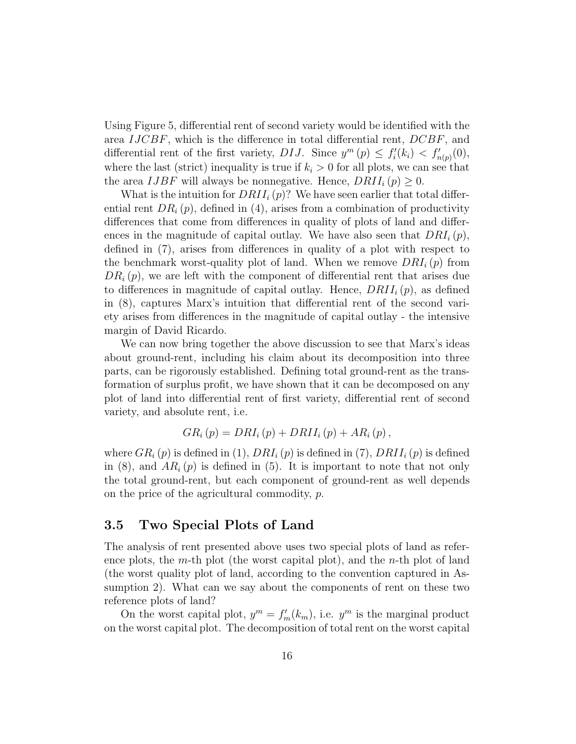Using Figure 5, differential rent of second variety would be identified with the area $IJCBF$, which is the difference in total differential rent, $DCBF$, and differential rent of the first variety, $DIJ$. Since $y^m(p) \leq f_i'(k_i) < f_{n(p)}'(0)$, where the last (strict) inequality is true if $k_i > 0$ for all plots, we can see that the area $IJBF$ will always be nonnegative. Hence, $DRII_i(p) \geq 0$.

What is the intuition for $DRII_i(p)$? We have seen earlier that total differential rent $DR_i(p)$, defined in (4), arises from a combination of productivity differences that come from differences in quality of plots of land and differences in the magnitude of capital outlay. We have also seen that $DRI_i(p)$, defined in (7), arises from differences in quality of a plot with respect to the benchmark worst-quality plot of land. When we remove $DRI_i(p)$ from $DR_i(p)$, we are left with the component of differential rent that arises due to differences in magnitude of capital outlay. Hence, $DRII_i(p)$, as defined in (8), captures Marx's intuition that differential rent of the second variety arises from differences in the magnitude of capital outlay - the intensive margin of David Ricardo.

We can now bring together the above discussion to see that Marx's ideas about ground-rent, including his claim about its decomposition into three parts, can be rigorously established. Defining total ground-rent as the transformation of surplus profit, we have shown that it can be decomposed on any plot of land into differential rent of first variety, differential rent of second variety, and absolute rent, i.e.

$$GR_i(p) = DRI_i(p) + DRII_i(p) + AR_i(p),$$

where $GR_i(p)$ is defined in (1), $DRI_i(p)$ is defined in (7), $DRII_i(p)$ is defined in (8), and $AR_i(p)$ is defined in (5). It is important to note that not only the total ground-rent, but each component of ground-rent as well depends on the price of the agricultural commodity, $p$.

### 3.5 Two Special Plots of Land

The analysis of rent presented above uses two special plots of land as reference plots, the $m$-th plot (the worst capital plot), and the $n$-th plot of land (the worst quality plot of land, according to the convention captured in Assumption 2). What can we say about the components of rent on these two reference plots of land?

On the worst capital plot, $y^m = f_m'(k_m)$, i.e. $y^m$ is the marginal product on the worst capital plot. The decomposition of total rent on the worst capital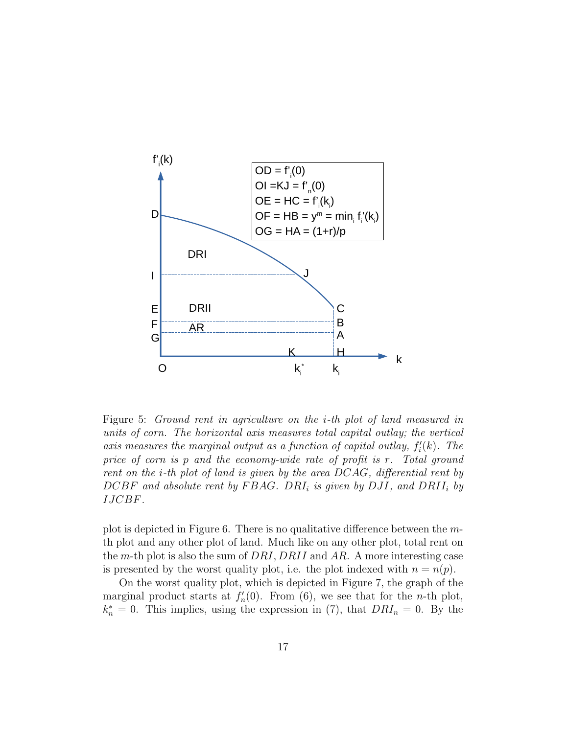Figure 5: *Ground rent in agriculture on the $i$-th plot of land measured in units of corn. The horizontal axis measures total capital outlay; the vertical axis measures the marginal output as a function of capital outlay, $f_i'(k)$. The price of corn is $p$ and the economy-wide rate of profit is $r$. Total ground rent on the $i$-th plot of land is given by the area $DCAG$, differential rent by $DCBF$ and absolute rent by $FBAG$. $DRI_i$ is given by $DJI$, and $DRII_i$ by $IJCBF$.*

plot is depicted in Figure 6. There is no qualitative difference between the $m$-th plot and any other plot of land. Much like on any other plot, total rent on the $m$-th plot is also the sum of $DRI$, $DRII$ and $AR$. A more interesting case is presented by the worst quality plot, i.e. the plot indexed with $n = n(p)$.

On the worst quality plot, which is depicted in Figure 7, the graph of the marginal product starts at $f_n'(0)$. From (6), we see that for the $n$-th plot, $k_n^* = 0$. This implies, using the expression in (7), that $DRI_n = 0$. By the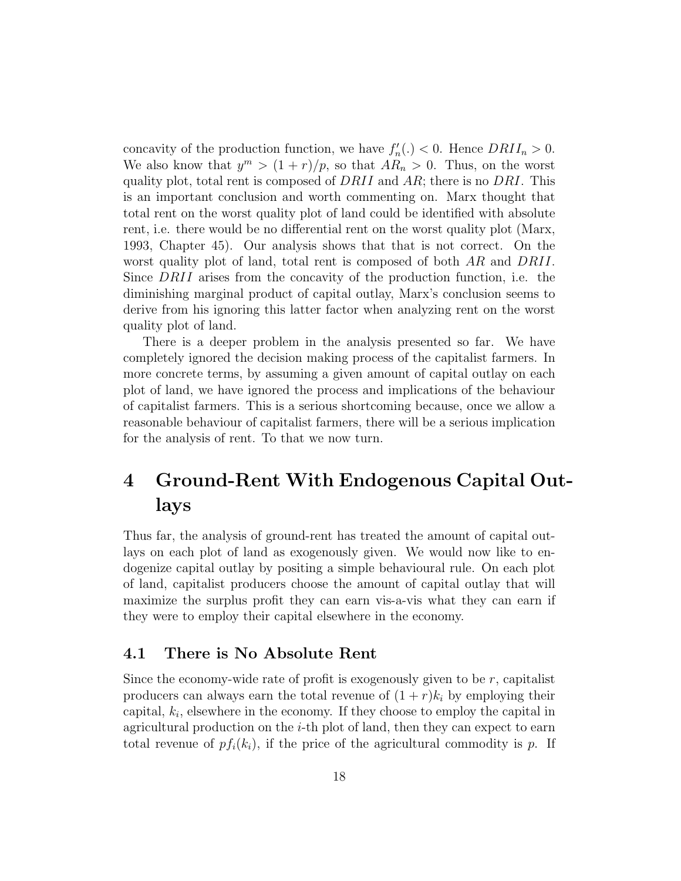concavity of the production function, we have $f_n'(.) < 0$. Hence $DRII_n > 0$. We also know that $y^m > (1+r)/p$, so that $AR_n > 0$. Thus, on the worst quality plot, total rent is composed of $DRII$ and $AR$; there is no $DRI$. This is an important conclusion and worth commenting on. Marx thought that total rent on the worst quality plot of land could be identified with absolute rent, i.e. there would be no differential rent on the worst quality plot (Marx, 1993, Chapter 45). Our analysis shows that that is not correct. On the worst quality plot of land, total rent is composed of both $AR$ and $DRII$. Since $DRII$ arises from the concavity of the production function, i.e. the diminishing marginal product of capital outlay, Marx's conclusion seems to derive from his ignoring this latter factor when analyzing rent on the worst quality plot of land.

There is a deeper problem in the analysis presented so far. We have completely ignored the decision making process of the capitalist farmers. In more concrete terms, by assuming a given amount of capital outlay on each plot of land, we have ignored the process and implications of the behaviour of capitalist farmers. This is a serious shortcoming because, once we allow a reasonable behaviour of capitalist farmers, there will be a serious implication for the analysis of rent. To that we now turn.

# 4 Ground-Rent With Endogenous Capital Outlays

Thus far, the analysis of ground-rent has treated the amount of capital outlays on each plot of land as exogenously given. We would now like to endogenize capital outlay by positing a simple behavioural rule. On each plot of land, capitalist producers choose the amount of capital outlay that will maximize the surplus profit they can earn vis-a-vis what they can earn if they were to employ their capital elsewhere in the economy.

## 4.1 There is No Absolute Rent

Since the economy-wide rate of profit is exogenously given to be $r$, capitalist producers can always earn the total revenue of $(1+r)k_i$ by employing their capital, $k_i$, elsewhere in the economy. If they choose to employ the capital in agricultural production on the $i$-th plot of land, then they can expect to earn total revenue of $pf_i(k_i)$, if the price of the agricultural commodity is $p$. If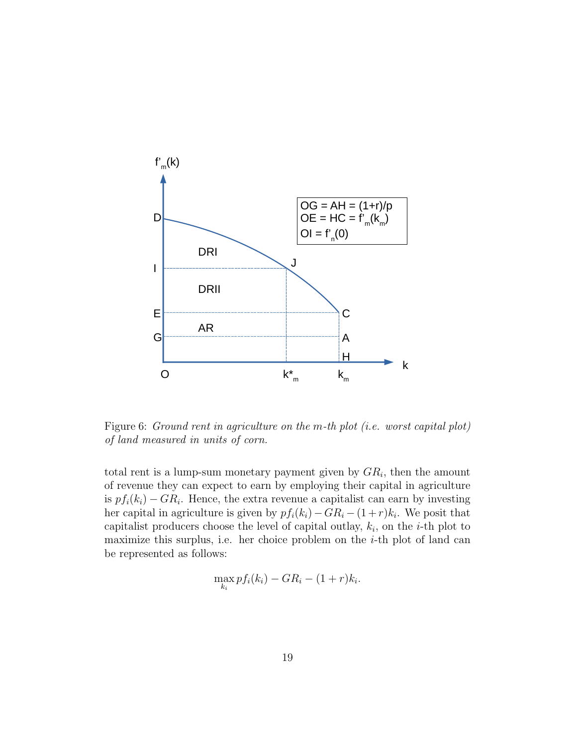Figure 6: *Ground rent in agriculture on the m-th plot (i.e. worst capital plot) of land measured in units of corn.*

total rent is a lump-sum monetary payment given by $GR_i$, then the amount of revenue they can expect to earn by employing their capital in agriculture is $pf_i(k_i) - GR_i$. Hence, the extra revenue a capitalist can earn by investing her capital in agriculture is given by $pf_i(k_i) - GR_i - (1 + r)k_i$. We posit that capitalist producers choose the level of capital outlay, $k_i$, on the $i$-th plot to maximize this surplus, i.e. her choice problem on the $i$-th plot of land can be represented as follows:

$$\max_{k_i} pf_i(k_i) - GR_i - (1 + r)k_i.$$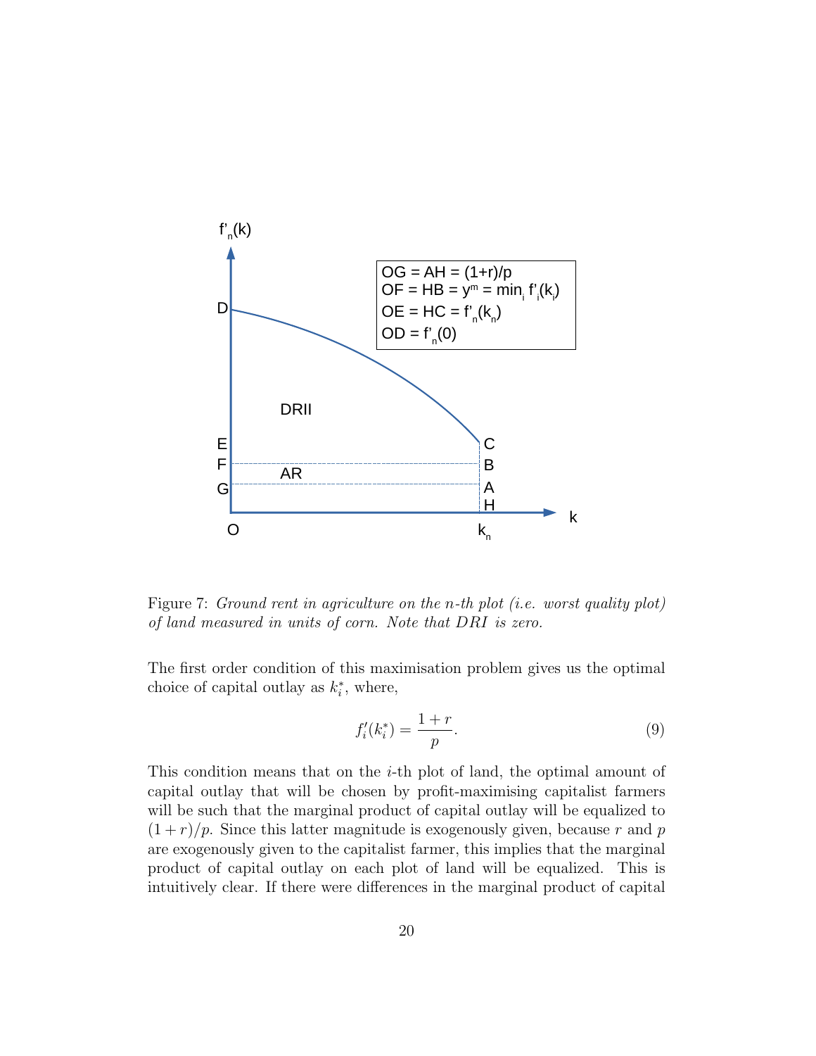Figure 7: *Ground rent in agriculture on the n-th plot (i.e. worst quality plot) of land measured in units of corn. Note that DRI is zero.*

The first order condition of this maximisation problem gives us the optimal choice of capital outlay as $k_i^*$, where,

$$f_i'(k_i^*) = \frac{1+r}{p}. \tag{9}$$

This condition means that on the $i$-th plot of land, the optimal amount of capital outlay that will be chosen by profit-maximising capitalist farmers will be such that the marginal product of capital outlay will be equalized to $(1+r)/p$. Since this latter magnitude is exogenously given, because $r$ and $p$ are exogenously given to the capitalist farmer, this implies that the marginal product of capital outlay on each plot of land will be equalized. This is intuitively clear. If there were differences in the marginal product of capital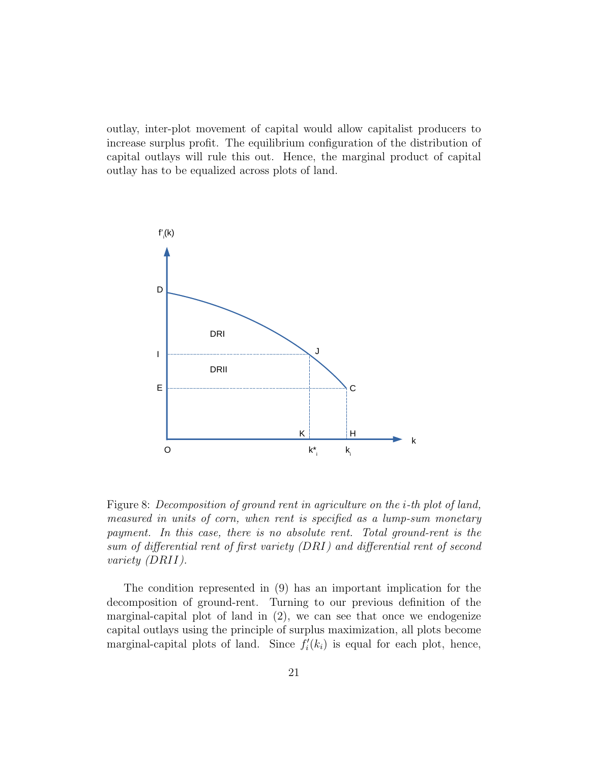outlay, inter-plot movement of capital would allow capitalist producers to increase surplus profit. The equilibrium configuration of the distribution of capital outlays will rule this out. Hence, the marginal product of capital outlay has to be equalized across plots of land.

Figure 8: *Decomposition of ground rent in agriculture on the $i$-th plot of land, measured in units of corn, when rent is specified as a lump-sum monetary payment. In this case, there is no absolute rent. Total ground-rent is the sum of differential rent of first variety (DRI) and differential rent of second variety (DRII).*

The condition represented in (9) has an important implication for the decomposition of ground-rent. Turning to our previous definition of the marginal-capital plot of land in (2), we can see that once we endogenize capital outlays using the principle of surplus maximization, all plots become marginal-capital plots of land. Since $f_i'(k_i)$ is equal for each plot, hence,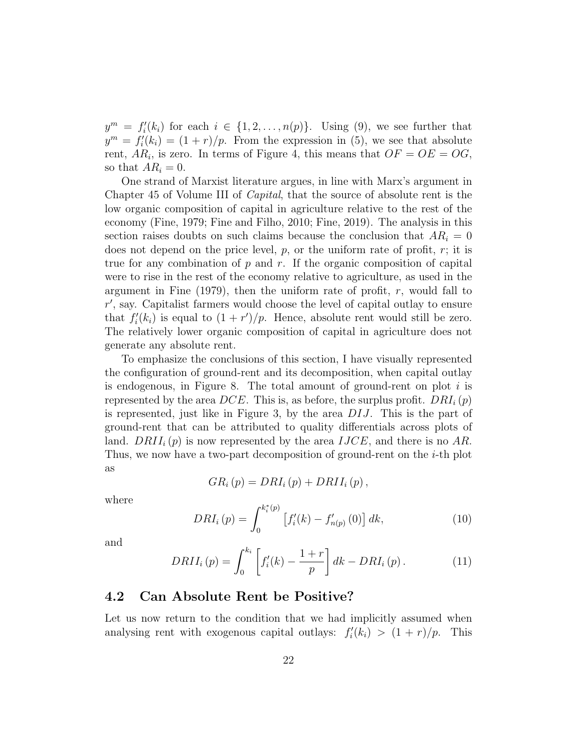$y^m = f_i'(k_i)$ for each $i \in \{1, 2, \ldots, n(p)\}$. Using (9), we see further that $y^m = f_i'(k_i) = (1+r)/p$. From the expression in (5), we see that absolute rent, $AR_i$, is zero. In terms of Figure 4, this means that $OF = OE = OG$, so that $AR_i = 0$.

One strand of Marxist literature argues, in line with Marx's argument in Chapter 45 of Volume III of *Capital*, that the source of absolute rent is the low organic composition of capital in agriculture relative to the rest of the economy (Fine, 1979; Fine and Filho, 2010; Fine, 2019). The analysis in this section raises doubts on such claims because the conclusion that $AR_i = 0$ does not depend on the price level, $p$, or the uniform rate of profit, $r$; it is true for any combination of $p$ and $r$. If the organic composition of capital were to rise in the rest of the economy relative to agriculture, as used in the argument in Fine (1979), then the uniform rate of profit, $r$, would fall to $r'$, say. Capitalist farmers would choose the level of capital outlay to ensure that $f_i'(k_i)$ is equal to $(1+r')/p$. Hence, absolute rent would still be zero. The relatively lower organic composition of capital in agriculture does not generate any absolute rent.

To emphasize the conclusions of this section, I have visually represented the configuration of ground-rent and its decomposition, when capital outlay is endogenous, in Figure 8. The total amount of ground-rent on plot $i$ is represented by the area $DCE$. This is, as before, the surplus profit. $DRI_i(p)$ is represented, just like in Figure 3, by the area $DIJ$. This is the part of ground-rent that can be attributed to quality differentials across plots of land. $DRII_i(p)$ is now represented by the area $IJCE$, and there is no $AR$. Thus, we now have a two-part decomposition of ground-rent on the $i$-th plot as

$$GR_i(p) = DRI_i(p) + DRII_i(p),$$

where

$$DRI_i(p) = \int_0^{k_i^*(p)} \left[ f_i'(k) - f_{n(p)}'(0) \right] dk, \tag{10}$$

and

$$DRII_i(p) = \int_0^{k_i} \left[ f_i'(k) - \frac{1+r}{p} \right] dk - DRI_i(p). \tag{11}$$

## 4.2 Can Absolute Rent be Positive?

Let us now return to the condition that we had implicitly assumed when analysing rent with exogenous capital outlays: $f_i'(k_i) > (1+r)/p$. This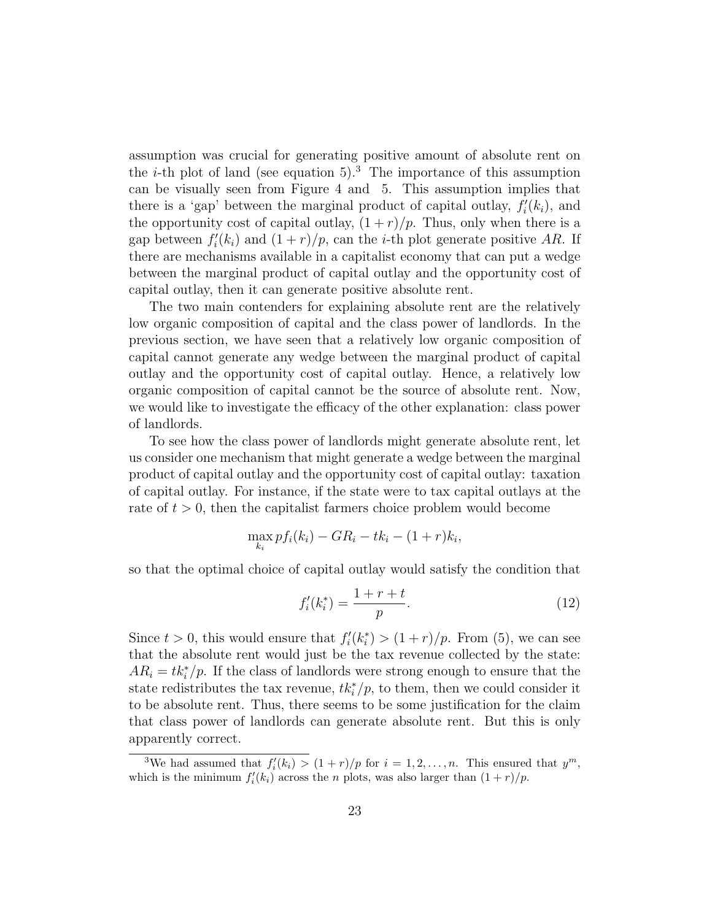assumption was crucial for generating positive amount of absolute rent on the $i$-th plot of land (see equation 5).[3] The importance of this assumption can be visually seen from Figure 4 and 5. This assumption implies that there is a 'gap' between the marginal product of capital outlay, $f_i'(k_i)$, and the opportunity cost of capital outlay, $(1+r)/p$. Thus, only when there is a gap between $f_i'(k_i)$ and $(1+r)/p$, can the $i$-th plot generate positive $AR$. If there are mechanisms available in a capitalist economy that can put a wedge between the marginal product of capital outlay and the opportunity cost of capital outlay, then it can generate positive absolute rent.

The two main contenders for explaining absolute rent are the relatively low organic composition of capital and the class power of landlords. In the previous section, we have seen that a relatively low organic composition of capital cannot generate any wedge between the marginal product of capital outlay and the opportunity cost of capital outlay. Hence, a relatively low organic composition of capital cannot be the source of absolute rent. Now, we would like to investigate the efficacy of the other explanation: class power of landlords.

To see how the class power of landlords might generate absolute rent, let us consider one mechanism that might generate a wedge between the marginal product of capital outlay and the opportunity cost of capital outlay: taxation of capital outlay. For instance, if the state were to tax capital outlays at the rate of $t > 0$, then the capitalist farmers choice problem would become

$$\max_{k_i} pf_i(k_i) - GR_i - tk_i - (1+r)k_i,$$

so that the optimal choice of capital outlay would satisfy the condition that

$$f_i'(k_i^*) = \frac{1+r+t}{p}. \tag{12}$$

Since $t > 0$, this would ensure that $f_i'(k_i^*) > (1+r)/p$. From (5), we can see that the absolute rent would just be the tax revenue collected by the state: $AR_i = tk_i^*/p$. If the class of landlords were strong enough to ensure that the state redistributes the tax revenue, $tk_i^*/p$, to them, then we could consider it to be absolute rent. Thus, there seems to be some justification for the claim that class power of landlords can generate absolute rent. But this is only apparently correct.

[3] We had assumed that $f_i'(k_i) > (1+r)/p$ for $i = 1, 2, \ldots, n$. This ensured that $y^m$, which is the minimum $f_i'(k_i)$ across the $n$ plots, was also larger than $(1+r)/p$.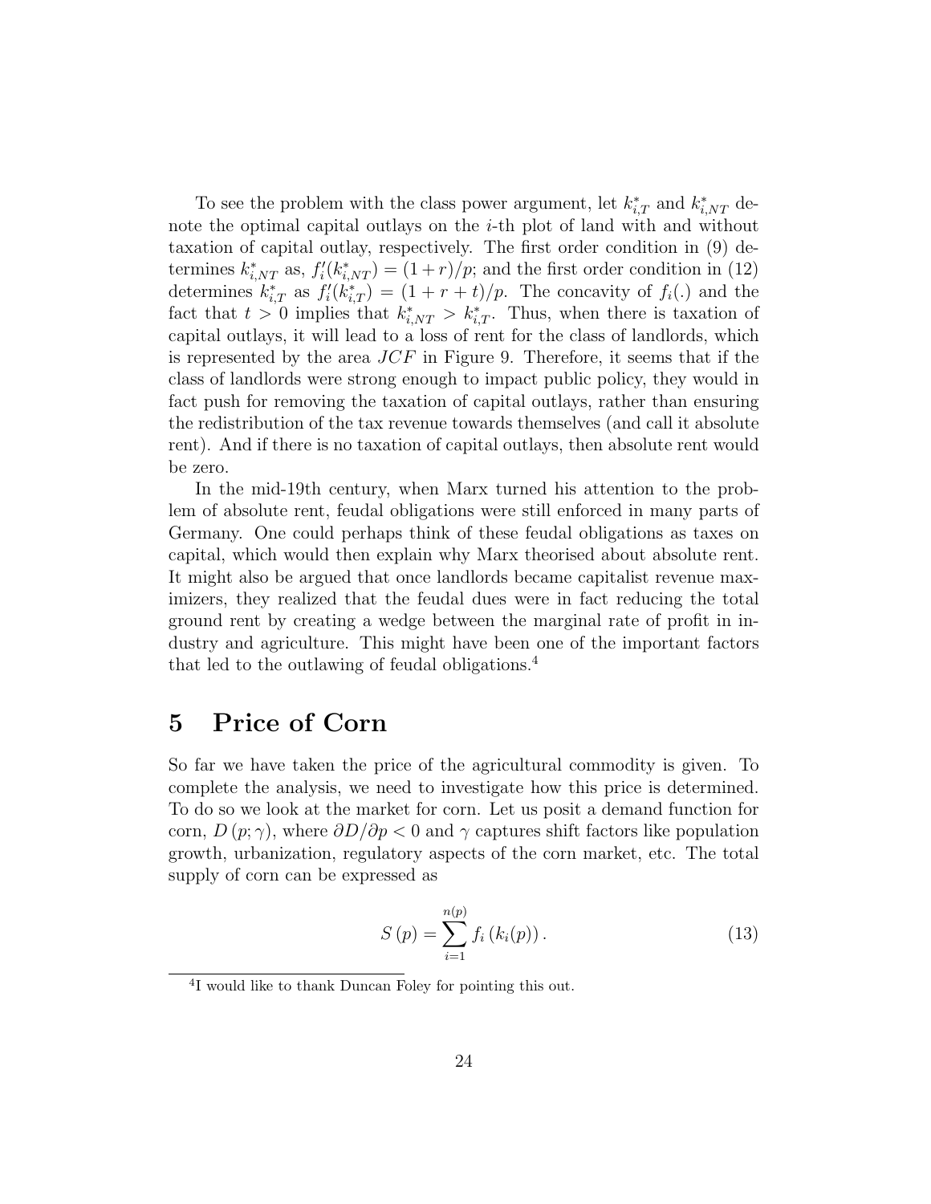To see the problem with the class power argument, let $k^*_{i,T}$ and $k^*_{i,NT}$ denote the optimal capital outlays on the $i$-th plot of land with and without taxation of capital outlay, respectively. The first order condition in (9) determines $k^*_{i,NT}$ as, $f_i'(k^*_{i,NT}) = (1+r)/p$; and the first order condition in (12) determines $k^*_{i,T}$ as $f_i'(k^*_{i,T}) = (1+r+t)/p$. The concavity of $f_i(.)$ and the fact that $t > 0$ implies that $k^*_{i,NT} > k^*_{i,T}$. Thus, when there is taxation of capital outlays, it will lead to a loss of rent for the class of landlords, which is represented by the area $JCF$ in Figure 9. Therefore, it seems that if the class of landlords were strong enough to impact public policy, they would in fact push for removing the taxation of capital outlays, rather than ensuring the redistribution of the tax revenue towards themselves (and call it absolute rent). And if there is no taxation of capital outlays, then absolute rent would be zero.

In the mid-19th century, when Marx turned his attention to the problem of absolute rent, feudal obligations were still enforced in many parts of Germany. One could perhaps think of these feudal obligations as taxes on capital, which would then explain why Marx theorised about absolute rent. It might also be argued that once landlords became capitalist revenue maximizers, they realized that the feudal dues were in fact reducing the total ground rent by creating a wedge between the marginal rate of profit in industry and agriculture. This might have been one of the important factors that led to the outlawing of feudal obligations.[4]

# 5 Price of Corn

So far we have taken the price of the agricultural commodity is given. To complete the analysis, we need to investigate how this price is determined. To do so we look at the market for corn. Let us posit a demand function for corn, $D(p;\gamma)$, where $\partial D/\partial p < 0$ and $\gamma$ captures shift factors like population growth, urbanization, regulatory aspects of the corn market, etc. The total supply of corn can be expressed as

$$S(p) = \sum_{i=1}^{n(p)} f_i\left(k_i(p)\right). \tag{13}$$

[4] I would like to thank Duncan Foley for pointing this out.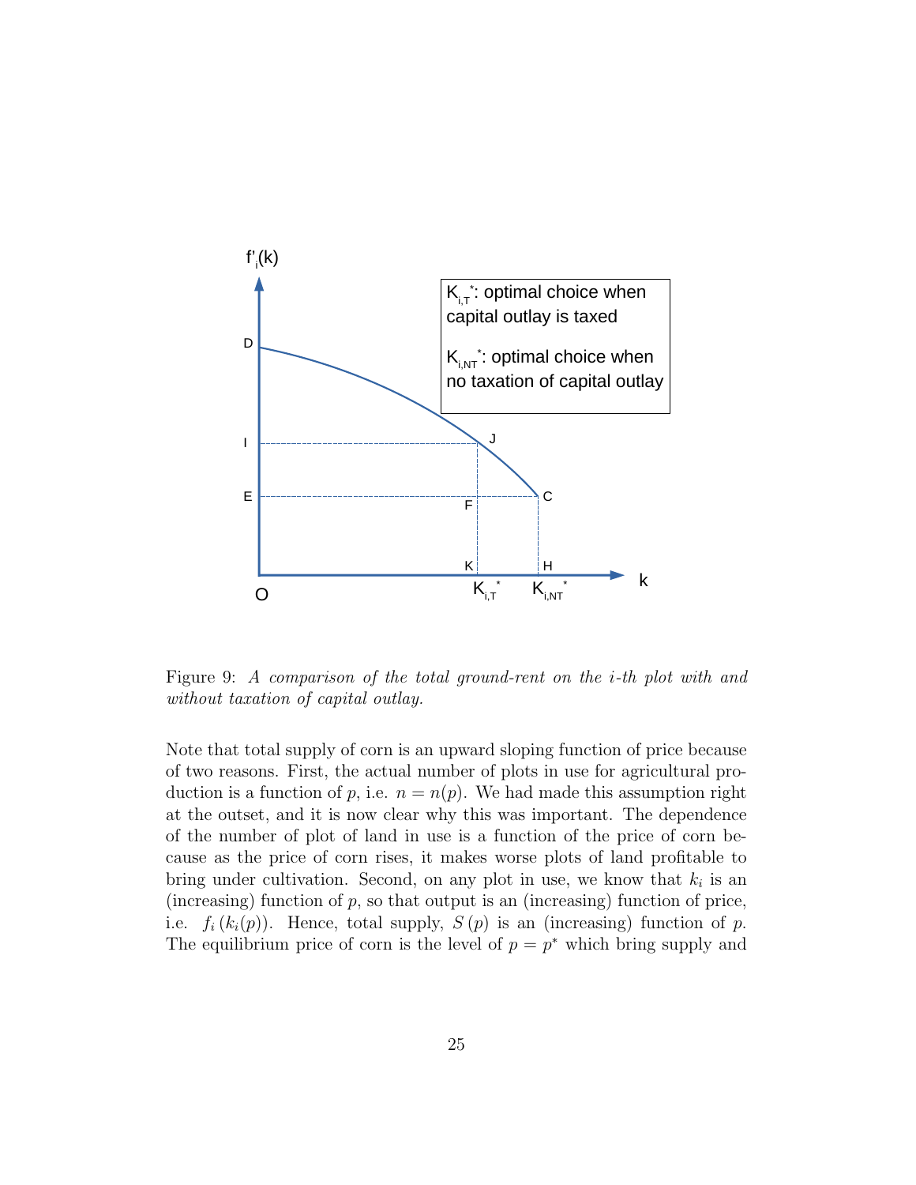Figure 9: *A comparison of the total ground-rent on the i-th plot with and without taxation of capital outlay.*

Note that total supply of corn is an upward sloping function of price because of two reasons. First, the actual number of plots in use for agricultural production is a function of $p$, i.e. $n = n(p)$. We had made this assumption right at the outset, and it is now clear why this was important. The dependence of the number of plot of land in use is a function of the price of corn because as the price of corn rises, it makes worse plots of land profitable to bring under cultivation. Second, on any plot in use, we know that $k_i$ is an (increasing) function of $p$, so that output is an (increasing) function of price, i.e. $f_i(k_i(p))$. Hence, total supply, $S(p)$ is an (increasing) function of $p$. The equilibrium price of corn is the level of $p = p^*$ which bring supply and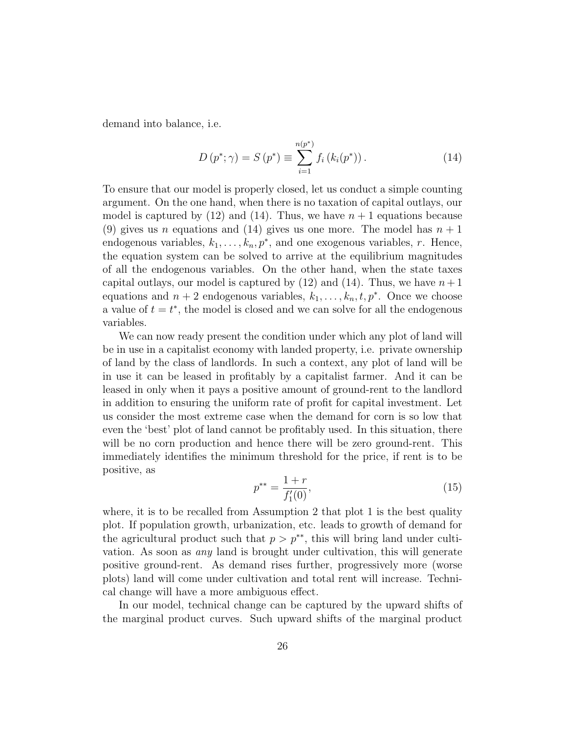demand into balance, i.e.

$$D\left(p^{*};\gamma\right)=S\left(p^{*}\right)\equiv\sum_{i=1}^{n(p^{*})}f_{i}\left(k_{i}(p^{*})\right). \tag{14}$$

To ensure that our model is properly closed, let us conduct a simple counting argument. On the one hand, when there is no taxation of capital outlays, our model is captured by (12) and (14). Thus, we have $n+1$ equations because (9) gives us $n$ equations and (14) gives us one more. The model has $n+1$ endogenous variables, $k_1,\ldots,k_n,p^*$, and one exogenous variables, $r$. Hence, the equation system can be solved to arrive at the equilibrium magnitudes of all the endogenous variables. On the other hand, when the state taxes capital outlays, our model is captured by (12) and (14). Thus, we have $n+1$ equations and $n+2$ endogenous variables, $k_1,\ldots,k_n,t,p^*$. Once we choose a value of $t=t^*$, the model is closed and we can solve for all the endogenous variables.

We can now ready present the condition under which any plot of land will be in use in a capitalist economy with landed property, i.e. private ownership of land by the class of landlords. In such a context, any plot of land will be in use it can be leased in profitably by a capitalist farmer. And it can be leased in only when it pays a positive amount of ground-rent to the landlord in addition to ensuring the uniform rate of profit for capital investment. Let us consider the most extreme case when the demand for corn is so low that even the 'best' plot of land cannot be profitably used. In this situation, there will be no corn production and hence there will be zero ground-rent. This immediately identifies the minimum threshold for the price, if rent is to be positive, as

$$p^{**}=\frac{1+r}{f_1'(0)}, \tag{15}$$

where, it is to be recalled from Assumption 2 that plot 1 is the best quality plot. If population growth, urbanization, etc. leads to growth of demand for the agricultural product such that $p>p^{**}$, this will bring land under cultivation. As soon as *any* land is brought under cultivation, this will generate positive ground-rent. As demand rises further, progressively more (worse plots) land will come under cultivation and total rent will increase. Technical change will have a more ambiguous effect.

In our model, technical change can be captured by the upward shifts of the marginal product curves. Such upward shifts of the marginal product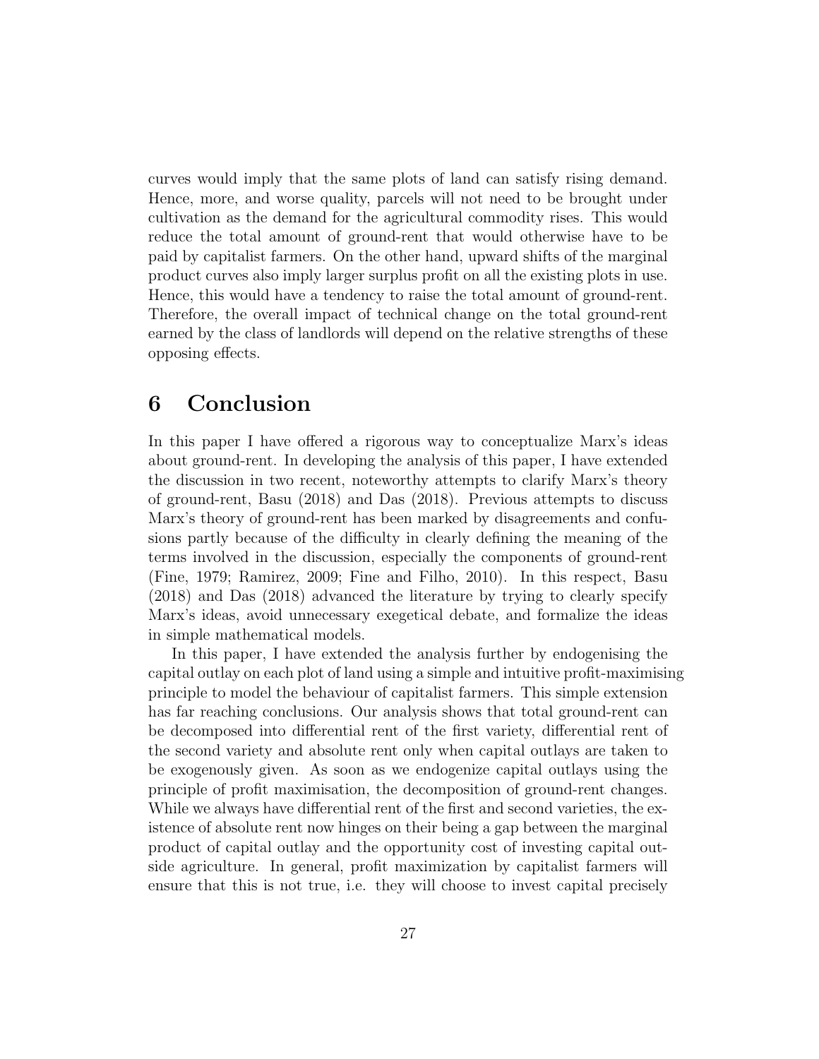curves would imply that the same plots of land can satisfy rising demand. Hence, more, and worse quality, parcels will not need to be brought under cultivation as the demand for the agricultural commodity rises. This would reduce the total amount of ground-rent that would otherwise have to be paid by capitalist farmers. On the other hand, upward shifts of the marginal product curves also imply larger surplus profit on all the existing plots in use. Hence, this would have a tendency to raise the total amount of ground-rent. Therefore, the overall impact of technical change on the total ground-rent earned by the class of landlords will depend on the relative strengths of these opposing effects.

# 6 Conclusion

In this paper I have offered a rigorous way to conceptualize Marx's ideas about ground-rent. In developing the analysis of this paper, I have extended the discussion in two recent, noteworthy attempts to clarify Marx's theory of ground-rent, Basu (2018) and Das (2018). Previous attempts to discuss Marx's theory of ground-rent has been marked by disagreements and confusions partly because of the difficulty in clearly defining the meaning of the terms involved in the discussion, especially the components of ground-rent (Fine, 1979; Ramirez, 2009; Fine and Filho, 2010). In this respect, Basu (2018) and Das (2018) advanced the literature by trying to clearly specify Marx's ideas, avoid unnecessary exegetical debate, and formalize the ideas in simple mathematical models.

In this paper, I have extended the analysis further by endogenising the capital outlay on each plot of land using a simple and intuitive profit-maximising principle to model the behaviour of capitalist farmers. This simple extension has far reaching conclusions. Our analysis shows that total ground-rent can be decomposed into differential rent of the first variety, differential rent of the second variety and absolute rent only when capital outlays are taken to be exogenously given. As soon as we endogenize capital outlays using the principle of profit maximisation, the decomposition of ground-rent changes. While we always have differential rent of the first and second varieties, the existence of absolute rent now hinges on their being a gap between the marginal product of capital outlay and the opportunity cost of investing capital outside agriculture. In general, profit maximization by capitalist farmers will ensure that this is not true, i.e. they will choose to invest capital precisely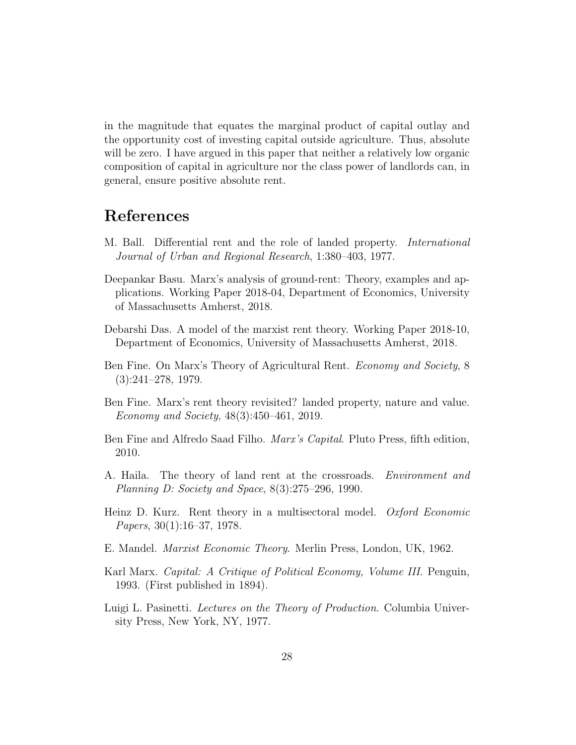in the magnitude that equates the marginal product of capital outlay and the opportunity cost of investing capital outside agriculture. Thus, absolute will be zero. I have argued in this paper that neither a relatively low organic composition of capital in agriculture nor the class power of landlords can, in general, ensure positive absolute rent.

# References

M. Ball. Differential rent and the role of landed property. *International Journal of Urban and Regional Research*, 1:380–403, 1977.

Deepankar Basu. Marx's analysis of ground-rent: Theory, examples and applications. Working Paper 2018-04, Department of Economics, University of Massachusetts Amherst, 2018.

Debarshi Das. A model of the marxist rent theory. Working Paper 2018-10, Department of Economics, University of Massachusetts Amherst, 2018.

Ben Fine. On Marx's Theory of Agricultural Rent. *Economy and Society*, 8 (3):241–278, 1979.

Ben Fine. Marx's rent theory revisited? landed property, nature and value. *Economy and Society*, 48(3):450–461, 2019.

Ben Fine and Alfredo Saad Filho. *Marx's Capital*. Pluto Press, fifth edition, 2010.

A. Haila. The theory of land rent at the crossroads. *Environment and Planning D: Society and Space*, 8(3):275–296, 1990.

Heinz D. Kurz. Rent theory in a multisectoral model. *Oxford Economic Papers*, 30(1):16–37, 1978.

E. Mandel. *Marxist Economic Theory*. Merlin Press, London, UK, 1962.

Karl Marx. *Capital: A Critique of Political Economy, Volume III*. Penguin, 1993. (First published in 1894).

Luigi L. Pasinetti. *Lectures on the Theory of Production*. Columbia University Press, New York, NY, 1977.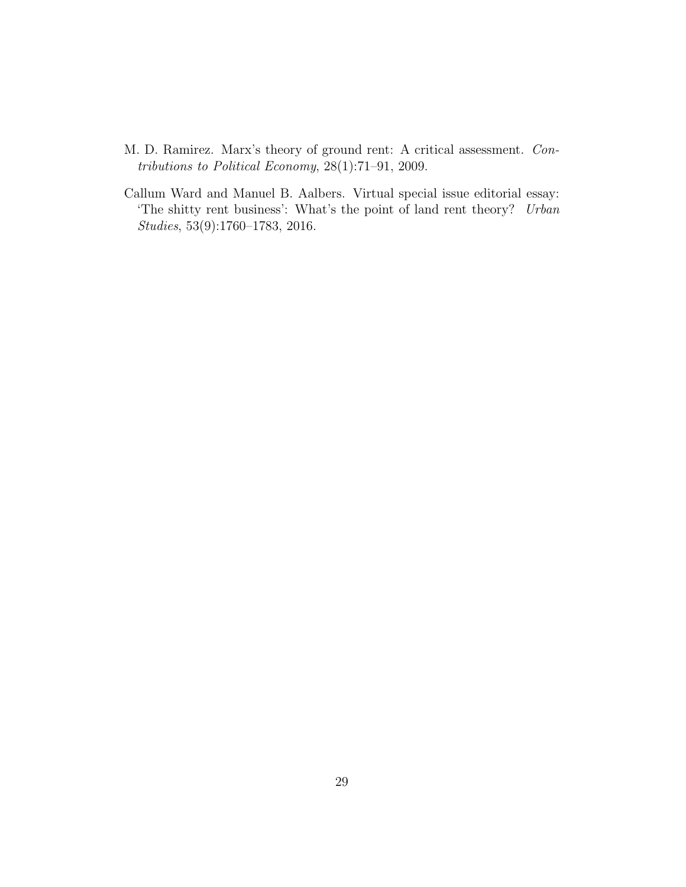M. D. Ramirez. Marx's theory of ground rent: A critical assessment. *Contributions to Political Economy*, 28(1):71–91, 2009.

Callum Ward and Manuel B. Aalbers. Virtual special issue editorial essay: 'The shitty rent business': What's the point of land rent theory? *Urban Studies*, 53(9):1760–1783, 2016.